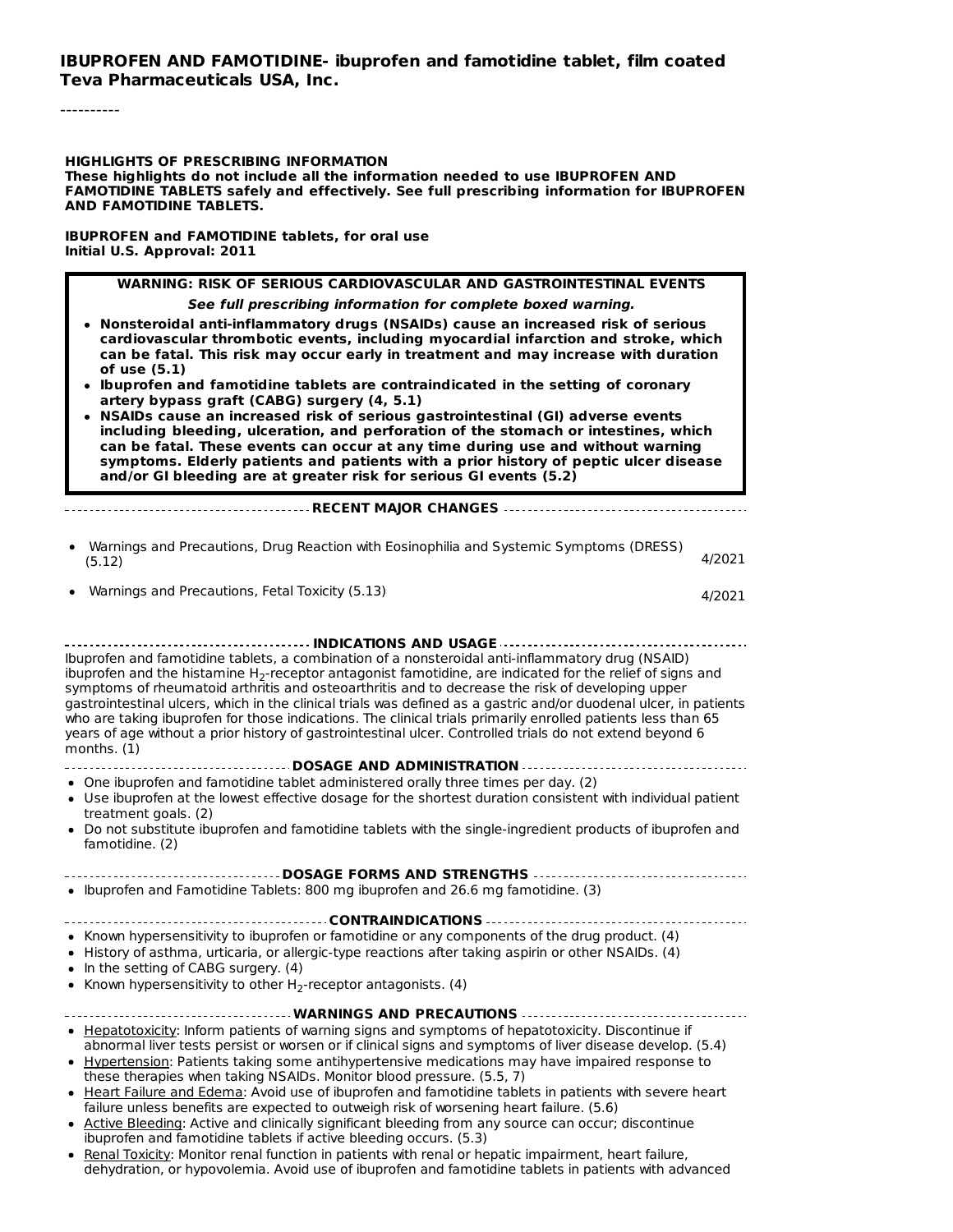**IBUPROFEN AND FAMOTIDINE- ibuprofen and famotidine tablet, film coated**
**Teva Pharmaceuticals USA, Inc.**

----------

**HIGHLIGHTS OF PRESCRIBING INFORMATION**
**These highlights do not include all the information needed to use IBUPROFEN AND FAMOTIDINE TABLETS safely and effectively. See full prescribing information for IBUPROFEN AND FAMOTIDINE TABLETS.**

**IBUPROFEN and FAMOTIDINE tablets, for oral use**
**Initial U.S. Approval: 2011**

**WARNING: RISK OF SERIOUS CARDIOVASCULAR AND GASTROINTESTINAL EVENTS**

***See full prescribing information for complete boxed warning.***

- **Nonsteroidal anti-inflammatory drugs (NSAIDs) cause an increased risk of serious cardiovascular thrombotic events, including myocardial infarction and stroke, which can be fatal. This risk may occur early in treatment and may increase with duration of use (5.1)**
- **Ibuprofen and famotidine tablets are contraindicated in the setting of coronary artery bypass graft (CABG) surgery (4, 5.1)**
- **NSAIDs cause an increased risk of serious gastrointestinal (GI) adverse events including bleeding, ulceration, and perforation of the stomach or intestines, which can be fatal. These events can occur at any time during use and without warning symptoms. Elderly patients and patients with a prior history of peptic ulcer disease and/or GI bleeding are at greater risk for serious GI events (5.2)**

**RECENT MAJOR CHANGES**

- Warnings and Precautions, Drug Reaction with Eosinophilia and Systemic Symptoms (DRESS) (5.12) 4/2021
- Warnings and Precautions, Fetal Toxicity (5.13) 4/2021

**INDICATIONS AND USAGE**

Ibuprofen and famotidine tablets, a combination of a nonsteroidal anti-inflammatory drug (NSAID) ibuprofen and the histamine $H_2$-receptor antagonist famotidine, are indicated for the relief of signs and symptoms of rheumatoid arthritis and osteoarthritis and to decrease the risk of developing upper gastrointestinal ulcers, which in the clinical trials was defined as a gastric and/or duodenal ulcer, in patients who are taking ibuprofen for those indications. The clinical trials primarily enrolled patients less than 65 years of age without a prior history of gastrointestinal ulcer. Controlled trials do not extend beyond 6 months. (1)

**DOSAGE AND ADMINISTRATION**

- One ibuprofen and famotidine tablet administered orally three times per day. (2)
- Use ibuprofen at the lowest effective dosage for the shortest duration consistent with individual patient treatment goals. (2)
- Do not substitute ibuprofen and famotidine tablets with the single-ingredient products of ibuprofen and famotidine. (2)

**DOSAGE FORMS AND STRENGTHS**

- Ibuprofen and Famotidine Tablets: 800 mg ibuprofen and 26.6 mg famotidine. (3)

**CONTRAINDICATIONS**

- Known hypersensitivity to ibuprofen or famotidine or any components of the drug product. (4)
- History of asthma, urticaria, or allergic-type reactions after taking aspirin or other NSAIDs. (4)
- In the setting of CABG surgery. (4)
- Known hypersensitivity to other $H_2$-receptor antagonists. (4)

**WARNINGS AND PRECAUTIONS**

- Hepatotoxicity: Inform patients of warning signs and symptoms of hepatotoxicity. Discontinue if abnormal liver tests persist or worsen or if clinical signs and symptoms of liver disease develop. (5.4)
- Hypertension: Patients taking some antihypertensive medications may have impaired response to these therapies when taking NSAIDs. Monitor blood pressure. (5.5, 7)
- Heart Failure and Edema: Avoid use of ibuprofen and famotidine tablets in patients with severe heart failure unless benefits are expected to outweigh risk of worsening heart failure. (5.6)
- Active Bleeding: Active and clinically significant bleeding from any source can occur; discontinue ibuprofen and famotidine tablets if active bleeding occurs. (5.3)
- Renal Toxicity: Monitor renal function in patients with renal or hepatic impairment, heart failure, dehydration, or hypovolemia. Avoid use of ibuprofen and famotidine tablets in patients with advanced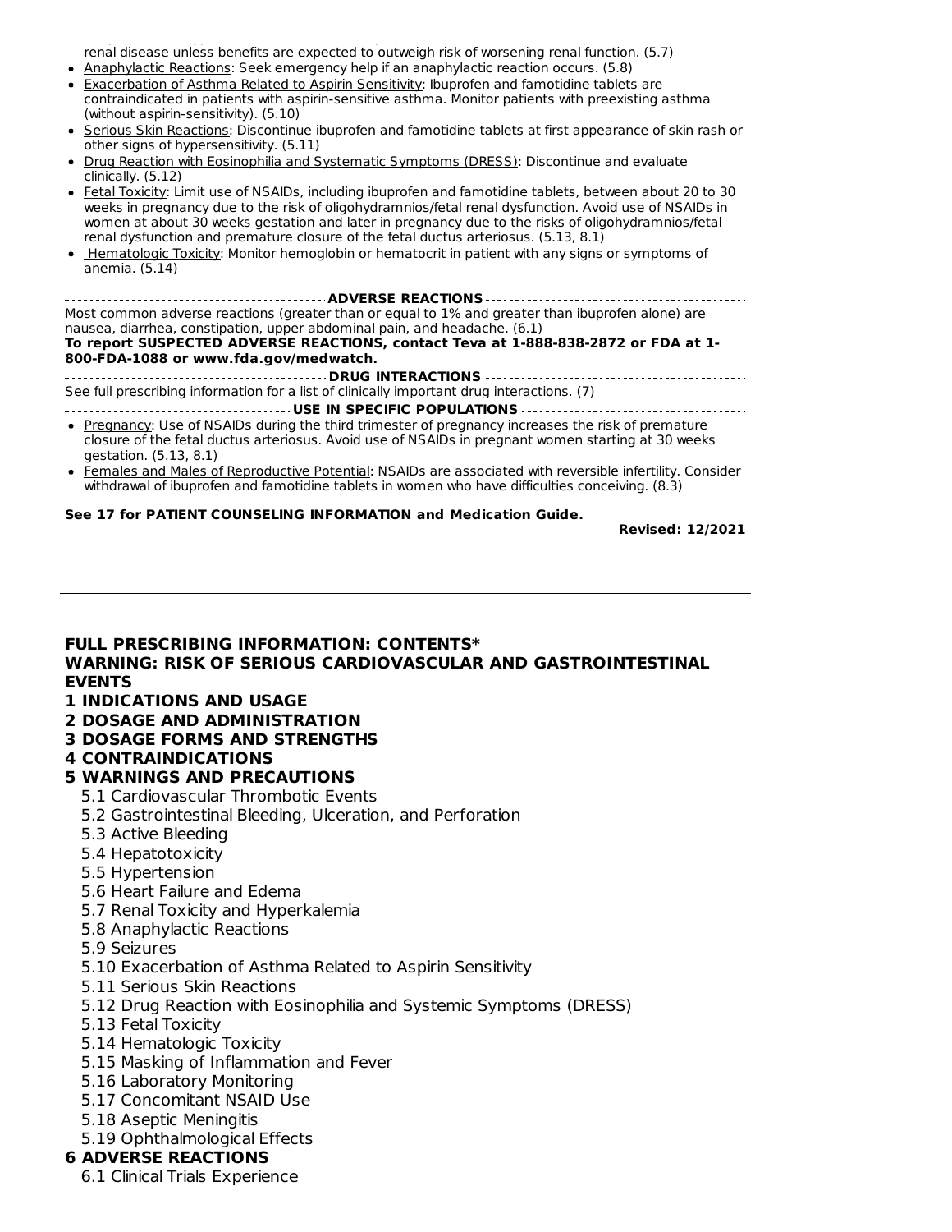renal disease unless benefits are expected to outweigh risk of worsening renal function. (5.7)

- Anaphylactic Reactions: Seek emergency help if an anaphylactic reaction occurs. (5.8)
- Exacerbation of Asthma Related to Aspirin Sensitivity: Ibuprofen and famotidine tablets are contraindicated in patients with aspirin-sensitive asthma. Monitor patients with preexisting asthma (without aspirin-sensitivity). (5.10)
- Serious Skin Reactions: Discontinue ibuprofen and famotidine tablets at first appearance of skin rash or other signs of hypersensitivity. (5.11)
- Drug Reaction with Eosinophilia and Systematic Symptoms (DRESS): Discontinue and evaluate clinically. (5.12)
- Fetal Toxicity: Limit use of NSAIDs, including ibuprofen and famotidine tablets, between about 20 to 30 weeks in pregnancy due to the risk of oligohydramnios/fetal renal dysfunction. Avoid use of NSAIDs in women at about 30 weeks gestation and later in pregnancy due to the risks of oligohydramnios/fetal renal dysfunction and premature closure of the fetal ductus arteriosus. (5.13, 8.1)
- Hematologic Toxicity: Monitor hemoglobin or hematocrit in patient with any signs or symptoms of anemia. (5.14)

**ADVERSE REACTIONS**

Most common adverse reactions (greater than or equal to 1% and greater than ibuprofen alone) are nausea, diarrhea, constipation, upper abdominal pain, and headache. (6.1)

**To report SUSPECTED ADVERSE REACTIONS, contact Teva at 1-888-838-2872 or FDA at 1-800-FDA-1088 or www.fda.gov/medwatch.**

**DRUG INTERACTIONS**

See full prescribing information for a list of clinically important drug interactions. (7)

**USE IN SPECIFIC POPULATIONS**

- Pregnancy: Use of NSAIDs during the third trimester of pregnancy increases the risk of premature closure of the fetal ductus arteriosus. Avoid use of NSAIDs in pregnant women starting at 30 weeks gestation. (5.13, 8.1)
- Females and Males of Reproductive Potential: NSAIDs are associated with reversible infertility. Consider withdrawal of ibuprofen and famotidine tablets in women who have difficulties conceiving. (8.3)

**See 17 for PATIENT COUNSELING INFORMATION and Medication Guide.**

**Revised: 12/2021**

---

## FULL PRESCRIBING INFORMATION: CONTENTS*

**WARNING: RISK OF SERIOUS CARDIOVASCULAR AND GASTROINTESTINAL EVENTS**

**1 INDICATIONS AND USAGE**

**2 DOSAGE AND ADMINISTRATION**

**3 DOSAGE FORMS AND STRENGTHS**

**4 CONTRAINDICATIONS**

**5 WARNINGS AND PRECAUTIONS**

- 5.1 Cardiovascular Thrombotic Events
- 5.2 Gastrointestinal Bleeding, Ulceration, and Perforation
- 5.3 Active Bleeding
- 5.4 Hepatotoxicity
- 5.5 Hypertension
- 5.6 Heart Failure and Edema
- 5.7 Renal Toxicity and Hyperkalemia
- 5.8 Anaphylactic Reactions
- 5.9 Seizures
- 5.10 Exacerbation of Asthma Related to Aspirin Sensitivity
- 5.11 Serious Skin Reactions
- 5.12 Drug Reaction with Eosinophilia and Systemic Symptoms (DRESS)
- 5.13 Fetal Toxicity
- 5.14 Hematologic Toxicity
- 5.15 Masking of Inflammation and Fever
- 5.16 Laboratory Monitoring
- 5.17 Concomitant NSAID Use
- 5.18 Aseptic Meningitis
- 5.19 Ophthalmological Effects

**6 ADVERSE REACTIONS**

- 6.1 Clinical Trials Experience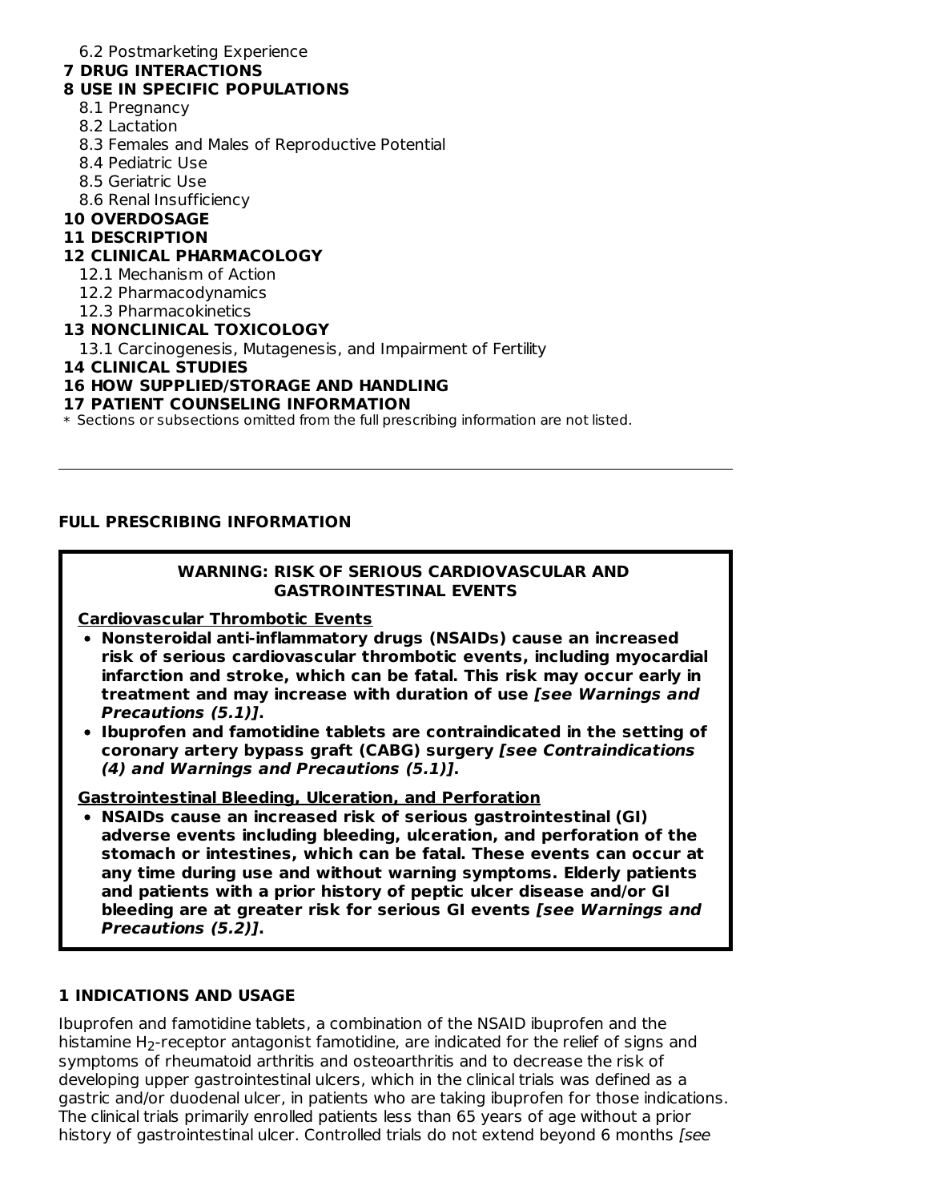6.2 Postmarketing Experience

**7 DRUG INTERACTIONS**

**8 USE IN SPECIFIC POPULATIONS**

8.1 Pregnancy

8.2 Lactation

8.3 Females and Males of Reproductive Potential

8.4 Pediatric Use

8.5 Geriatric Use

8.6 Renal Insufficiency

**10 OVERDOSAGE**

**11 DESCRIPTION**

**12 CLINICAL PHARMACOLOGY**

12.1 Mechanism of Action

12.2 Pharmacodynamics

12.3 Pharmacokinetics

**13 NONCLINICAL TOXICOLOGY**

13.1 Carcinogenesis, Mutagenesis, and Impairment of Fertility

**14 CLINICAL STUDIES**

**16 HOW SUPPLIED/STORAGE AND HANDLING**

**17 PATIENT COUNSELING INFORMATION**

* Sections or subsections omitted from the full prescribing information are not listed.

---

## FULL PRESCRIBING INFORMATION

**WARNING: RISK OF SERIOUS CARDIOVASCULAR AND GASTROINTESTINAL EVENTS**

**Cardiovascular Thrombotic Events**

- **Nonsteroidal anti-inflammatory drugs (NSAIDs) cause an increased risk of serious cardiovascular thrombotic events, including myocardial infarction and stroke, which can be fatal. This risk may occur early in treatment and may increase with duration of use *[see Warnings and Precautions (5.1)]*.**
- **Ibuprofen and famotidine tablets are contraindicated in the setting of coronary artery bypass graft (CABG) surgery *[see Contraindications (4) and Warnings and Precautions (5.1)]*.**

**Gastrointestinal Bleeding, Ulceration, and Perforation**

- **NSAIDs cause an increased risk of serious gastrointestinal (GI) adverse events including bleeding, ulceration, and perforation of the stomach or intestines, which can be fatal. These events can occur at any time during use and without warning symptoms. Elderly patients and patients with a prior history of peptic ulcer disease and/or GI bleeding are at greater risk for serious GI events *[see Warnings and Precautions (5.2)]*.**

## 1 INDICATIONS AND USAGE

Ibuprofen and famotidine tablets, a combination of the NSAID ibuprofen and the histamine $H_2$-receptor antagonist famotidine, are indicated for the relief of signs and symptoms of rheumatoid arthritis and osteoarthritis and to decrease the risk of developing upper gastrointestinal ulcers, which in the clinical trials was defined as a gastric and/or duodenal ulcer, in patients who are taking ibuprofen for those indications. The clinical trials primarily enrolled patients less than 65 years of age without a prior history of gastrointestinal ulcer. Controlled trials do not extend beyond 6 months *[see*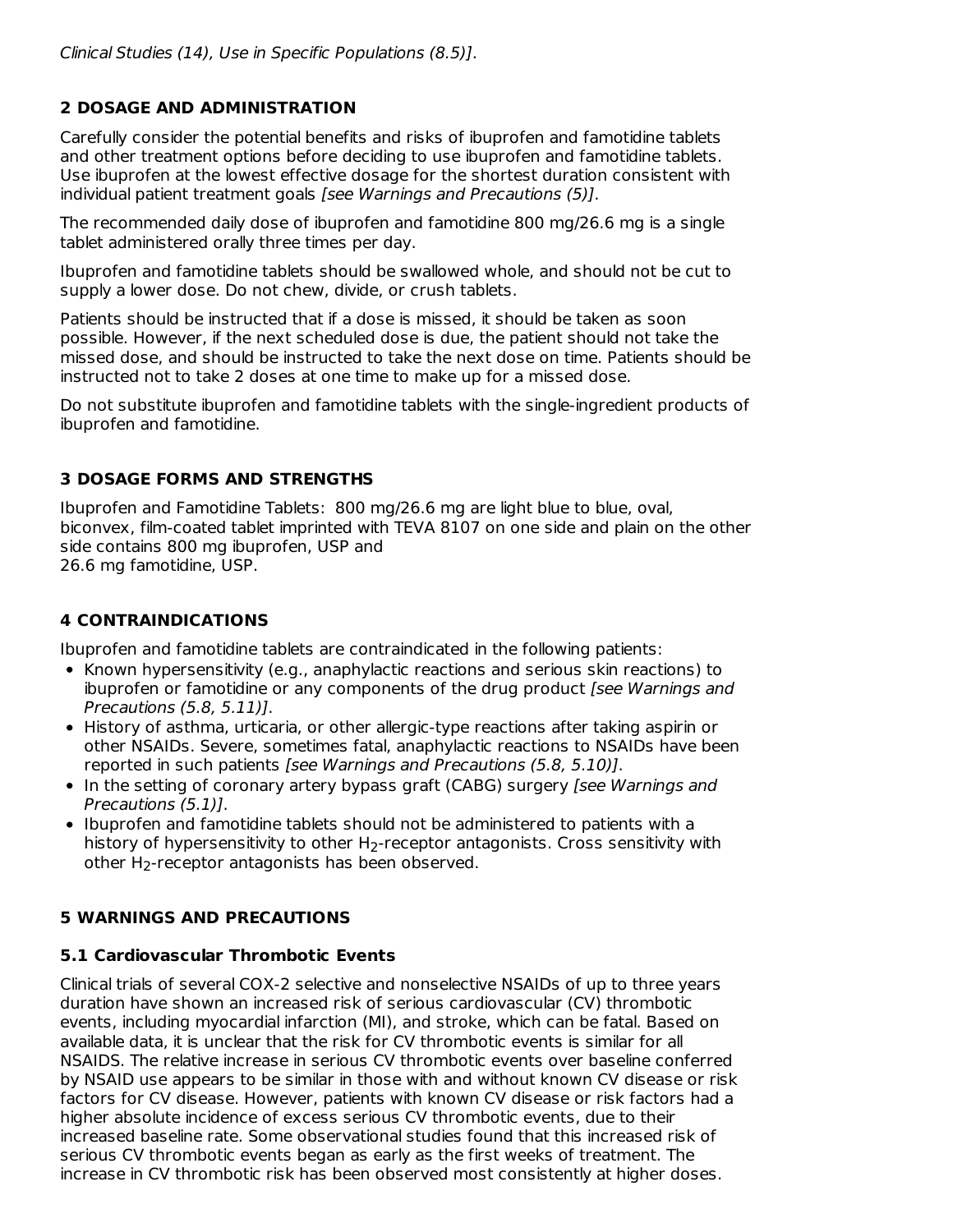Clinical Studies (14), Use in Specific Populations (8.5)].

## 2 DOSAGE AND ADMINISTRATION

Carefully consider the potential benefits and risks of ibuprofen and famotidine tablets and other treatment options before deciding to use ibuprofen and famotidine tablets. Use ibuprofen at the lowest effective dosage for the shortest duration consistent with individual patient treatment goals *[see Warnings and Precautions (5)]*.

The recommended daily dose of ibuprofen and famotidine 800 mg/26.6 mg is a single tablet administered orally three times per day.

Ibuprofen and famotidine tablets should be swallowed whole, and should not be cut to supply a lower dose. Do not chew, divide, or crush tablets.

Patients should be instructed that if a dose is missed, it should be taken as soon possible. However, if the next scheduled dose is due, the patient should not take the missed dose, and should be instructed to take the next dose on time. Patients should be instructed not to take 2 doses at one time to make up for a missed dose.

Do not substitute ibuprofen and famotidine tablets with the single-ingredient products of ibuprofen and famotidine.

## 3 DOSAGE FORMS AND STRENGTHS

Ibuprofen and Famotidine Tablets: 800 mg/26.6 mg are light blue to blue, oval, biconvex, film-coated tablet imprinted with TEVA 8107 on one side and plain on the other side contains 800 mg ibuprofen, USP and
26.6 mg famotidine, USP.

## 4 CONTRAINDICATIONS

Ibuprofen and famotidine tablets are contraindicated in the following patients:

- Known hypersensitivity (e.g., anaphylactic reactions and serious skin reactions) to ibuprofen or famotidine or any components of the drug product *[see Warnings and Precautions (5.8, 5.11)]*.
- History of asthma, urticaria, or other allergic-type reactions after taking aspirin or other NSAIDs. Severe, sometimes fatal, anaphylactic reactions to NSAIDs have been reported in such patients *[see Warnings and Precautions (5.8, 5.10)]*.
- In the setting of coronary artery bypass graft (CABG) surgery *[see Warnings and Precautions (5.1)]*.
- Ibuprofen and famotidine tablets should not be administered to patients with a history of hypersensitivity to other $H_2$-receptor antagonists. Cross sensitivity with other $H_2$-receptor antagonists has been observed.

## 5 WARNINGS AND PRECAUTIONS

### 5.1 Cardiovascular Thrombotic Events

Clinical trials of several COX-2 selective and nonselective NSAIDs of up to three years duration have shown an increased risk of serious cardiovascular (CV) thrombotic events, including myocardial infarction (MI), and stroke, which can be fatal. Based on available data, it is unclear that the risk for CV thrombotic events is similar for all NSAIDS. The relative increase in serious CV thrombotic events over baseline conferred by NSAID use appears to be similar in those with and without known CV disease or risk factors for CV disease. However, patients with known CV disease or risk factors had a higher absolute incidence of excess serious CV thrombotic events, due to their increased baseline rate. Some observational studies found that this increased risk of serious CV thrombotic events began as early as the first weeks of treatment. The increase in CV thrombotic risk has been observed most consistently at higher doses.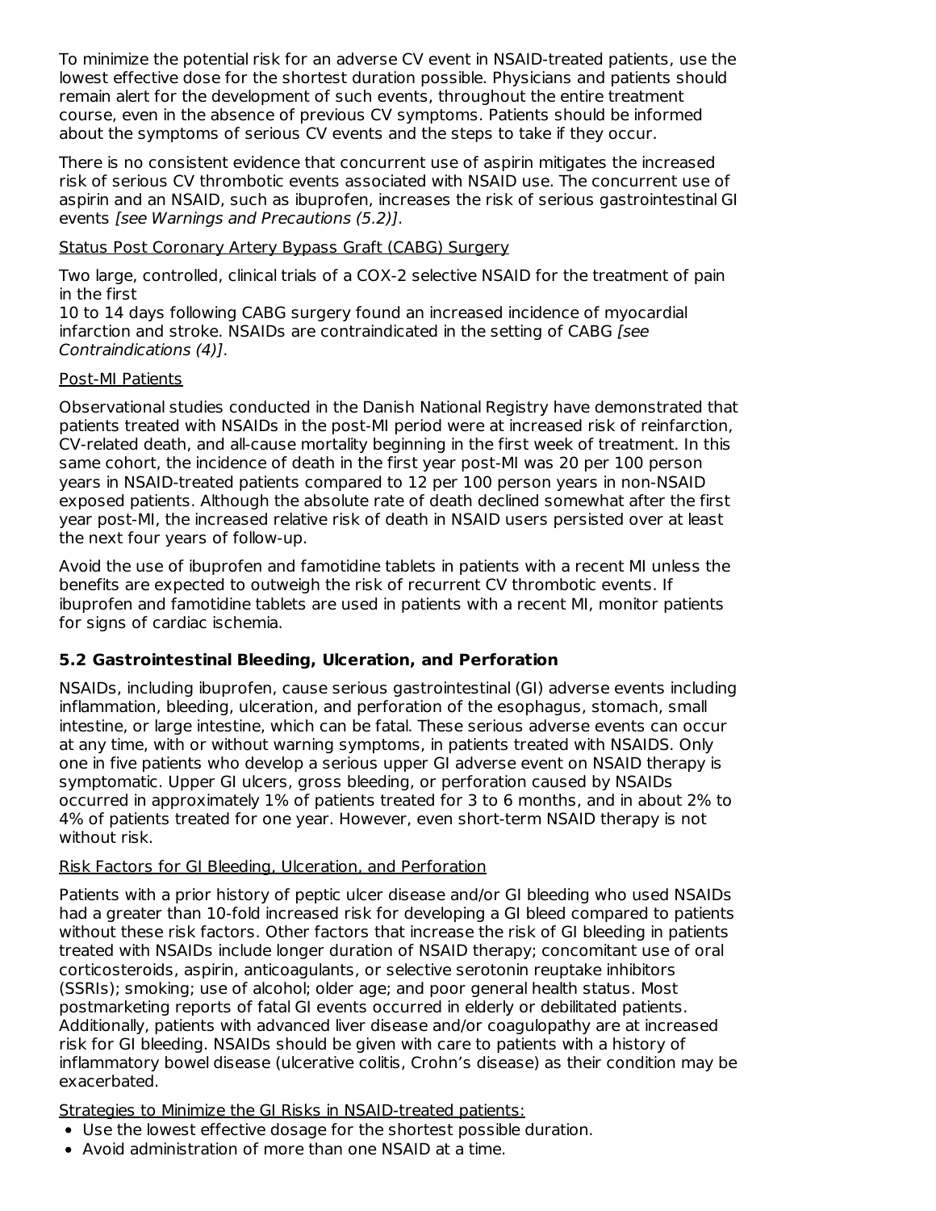To minimize the potential risk for an adverse CV event in NSAID-treated patients, use the lowest effective dose for the shortest duration possible. Physicians and patients should remain alert for the development of such events, throughout the entire treatment course, even in the absence of previous CV symptoms. Patients should be informed about the symptoms of serious CV events and the steps to take if they occur.

There is no consistent evidence that concurrent use of aspirin mitigates the increased risk of serious CV thrombotic events associated with NSAID use. The concurrent use of aspirin and an NSAID, such as ibuprofen, increases the risk of serious gastrointestinal GI events *[see Warnings and Precautions (5.2)]*.

Status Post Coronary Artery Bypass Graft (CABG) Surgery

Two large, controlled, clinical trials of a COX-2 selective NSAID for the treatment of pain in the first 10 to 14 days following CABG surgery found an increased incidence of myocardial infarction and stroke. NSAIDs are contraindicated in the setting of CABG *[see Contraindications (4)]*.

Post-MI Patients

Observational studies conducted in the Danish National Registry have demonstrated that patients treated with NSAIDs in the post-MI period were at increased risk of reinfarction, CV-related death, and all-cause mortality beginning in the first week of treatment. In this same cohort, the incidence of death in the first year post-MI was 20 per 100 person years in NSAID-treated patients compared to 12 per 100 person years in non-NSAID exposed patients. Although the absolute rate of death declined somewhat after the first year post-MI, the increased relative risk of death in NSAID users persisted over at least the next four years of follow-up.

Avoid the use of ibuprofen and famotidine tablets in patients with a recent MI unless the benefits are expected to outweigh the risk of recurrent CV thrombotic events. If ibuprofen and famotidine tablets are used in patients with a recent MI, monitor patients for signs of cardiac ischemia.

### 5.2 Gastrointestinal Bleeding, Ulceration, and Perforation

NSAIDs, including ibuprofen, cause serious gastrointestinal (GI) adverse events including inflammation, bleeding, ulceration, and perforation of the esophagus, stomach, small intestine, or large intestine, which can be fatal. These serious adverse events can occur at any time, with or without warning symptoms, in patients treated with NSAIDS. Only one in five patients who develop a serious upper GI adverse event on NSAID therapy is symptomatic. Upper GI ulcers, gross bleeding, or perforation caused by NSAIDs occurred in approximately 1% of patients treated for 3 to 6 months, and in about 2% to 4% of patients treated for one year. However, even short-term NSAID therapy is not without risk.

Risk Factors for GI Bleeding, Ulceration, and Perforation

Patients with a prior history of peptic ulcer disease and/or GI bleeding who used NSAIDs had a greater than 10-fold increased risk for developing a GI bleed compared to patients without these risk factors. Other factors that increase the risk of GI bleeding in patients treated with NSAIDs include longer duration of NSAID therapy; concomitant use of oral corticosteroids, aspirin, anticoagulants, or selective serotonin reuptake inhibitors (SSRIs); smoking; use of alcohol; older age; and poor general health status. Most postmarketing reports of fatal GI events occurred in elderly or debilitated patients. Additionally, patients with advanced liver disease and/or coagulopathy are at increased risk for GI bleeding. NSAIDs should be given with care to patients with a history of inflammatory bowel disease (ulcerative colitis, Crohn's disease) as their condition may be exacerbated.

Strategies to Minimize the GI Risks in NSAID-treated patients:

- Use the lowest effective dosage for the shortest possible duration.
- Avoid administration of more than one NSAID at a time.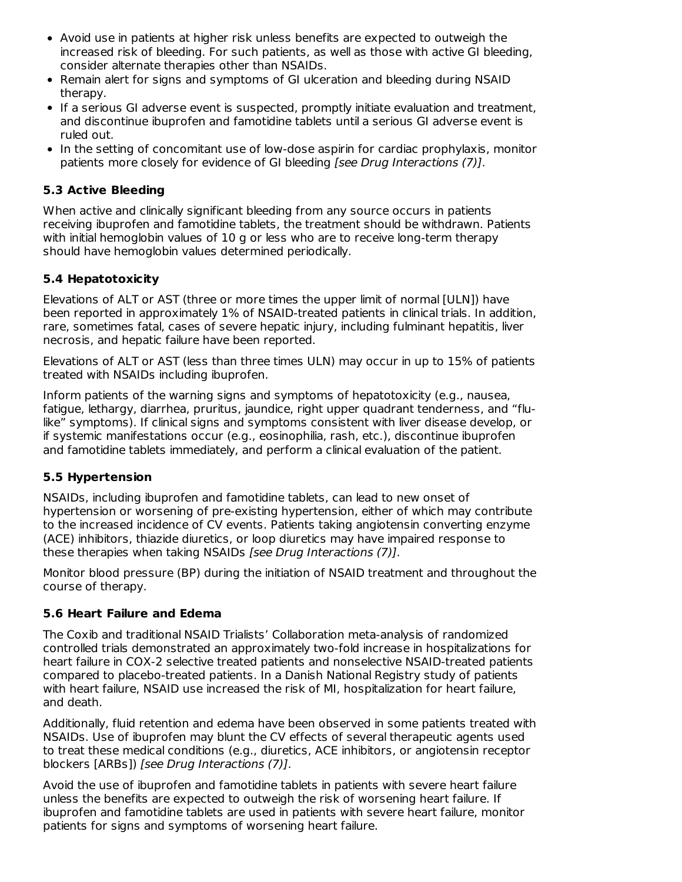- Avoid use in patients at higher risk unless benefits are expected to outweigh the increased risk of bleeding. For such patients, as well as those with active GI bleeding, consider alternate therapies other than NSAIDs.
- Remain alert for signs and symptoms of GI ulceration and bleeding during NSAID therapy.
- If a serious GI adverse event is suspected, promptly initiate evaluation and treatment, and discontinue ibuprofen and famotidine tablets until a serious GI adverse event is ruled out.
- In the setting of concomitant use of low-dose aspirin for cardiac prophylaxis, monitor patients more closely for evidence of GI bleeding *[see Drug Interactions (7)]*.

### 5.3 Active Bleeding

When active and clinically significant bleeding from any source occurs in patients receiving ibuprofen and famotidine tablets, the treatment should be withdrawn. Patients with initial hemoglobin values of 10 g or less who are to receive long-term therapy should have hemoglobin values determined periodically.

### 5.4 Hepatotoxicity

Elevations of ALT or AST (three or more times the upper limit of normal [ULN]) have been reported in approximately 1% of NSAID-treated patients in clinical trials. In addition, rare, sometimes fatal, cases of severe hepatic injury, including fulminant hepatitis, liver necrosis, and hepatic failure have been reported.

Elevations of ALT or AST (less than three times ULN) may occur in up to 15% of patients treated with NSAIDs including ibuprofen.

Inform patients of the warning signs and symptoms of hepatotoxicity (e.g., nausea, fatigue, lethargy, diarrhea, pruritus, jaundice, right upper quadrant tenderness, and "flu-like" symptoms). If clinical signs and symptoms consistent with liver disease develop, or if systemic manifestations occur (e.g., eosinophilia, rash, etc.), discontinue ibuprofen and famotidine tablets immediately, and perform a clinical evaluation of the patient.

### 5.5 Hypertension

NSAIDs, including ibuprofen and famotidine tablets, can lead to new onset of hypertension or worsening of pre-existing hypertension, either of which may contribute to the increased incidence of CV events. Patients taking angiotensin converting enzyme (ACE) inhibitors, thiazide diuretics, or loop diuretics may have impaired response to these therapies when taking NSAIDs *[see Drug Interactions (7)]*.

Monitor blood pressure (BP) during the initiation of NSAID treatment and throughout the course of therapy.

### 5.6 Heart Failure and Edema

The Coxib and traditional NSAID Trialists' Collaboration meta-analysis of randomized controlled trials demonstrated an approximately two-fold increase in hospitalizations for heart failure in COX-2 selective treated patients and nonselective NSAID-treated patients compared to placebo-treated patients. In a Danish National Registry study of patients with heart failure, NSAID use increased the risk of MI, hospitalization for heart failure, and death.

Additionally, fluid retention and edema have been observed in some patients treated with NSAIDs. Use of ibuprofen may blunt the CV effects of several therapeutic agents used to treat these medical conditions (e.g., diuretics, ACE inhibitors, or angiotensin receptor blockers [ARBs]) *[see Drug Interactions (7)]*.

Avoid the use of ibuprofen and famotidine tablets in patients with severe heart failure unless the benefits are expected to outweigh the risk of worsening heart failure. If ibuprofen and famotidine tablets are used in patients with severe heart failure, monitor patients for signs and symptoms of worsening heart failure.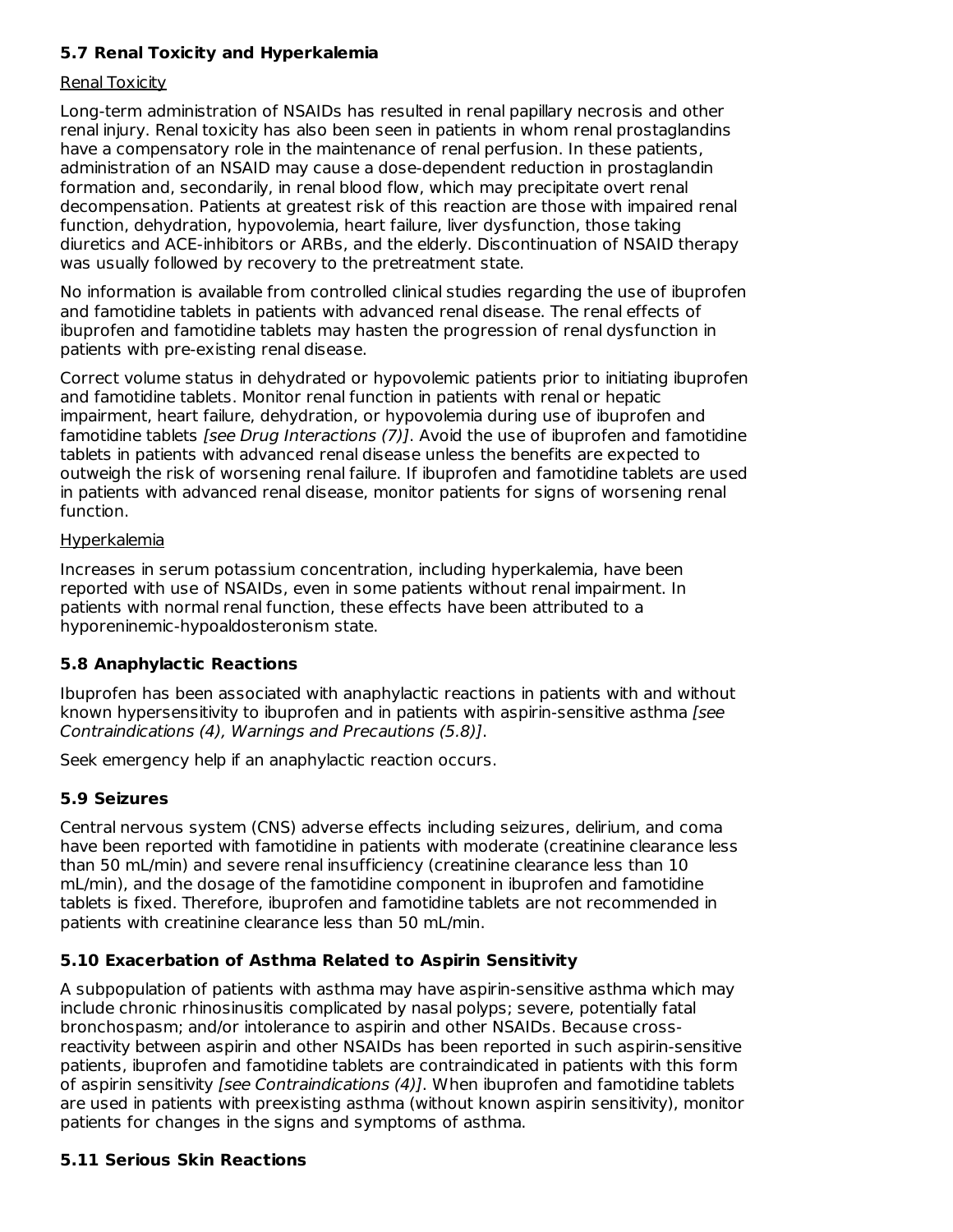### 5.7 Renal Toxicity and Hyperkalemia

Renal Toxicity

Long-term administration of NSAIDs has resulted in renal papillary necrosis and other renal injury. Renal toxicity has also been seen in patients in whom renal prostaglandins have a compensatory role in the maintenance of renal perfusion. In these patients, administration of an NSAID may cause a dose-dependent reduction in prostaglandin formation and, secondarily, in renal blood flow, which may precipitate overt renal decompensation. Patients at greatest risk of this reaction are those with impaired renal function, dehydration, hypovolemia, heart failure, liver dysfunction, those taking diuretics and ACE-inhibitors or ARBs, and the elderly. Discontinuation of NSAID therapy was usually followed by recovery to the pretreatment state.

No information is available from controlled clinical studies regarding the use of ibuprofen and famotidine tablets in patients with advanced renal disease. The renal effects of ibuprofen and famotidine tablets may hasten the progression of renal dysfunction in patients with pre-existing renal disease.

Correct volume status in dehydrated or hypovolemic patients prior to initiating ibuprofen and famotidine tablets. Monitor renal function in patients with renal or hepatic impairment, heart failure, dehydration, or hypovolemia during use of ibuprofen and famotidine tablets *[see Drug Interactions (7)]*. Avoid the use of ibuprofen and famotidine tablets in patients with advanced renal disease unless the benefits are expected to outweigh the risk of worsening renal failure. If ibuprofen and famotidine tablets are used in patients with advanced renal disease, monitor patients for signs of worsening renal function.

Hyperkalemia

Increases in serum potassium concentration, including hyperkalemia, have been reported with use of NSAIDs, even in some patients without renal impairment. In patients with normal renal function, these effects have been attributed to a hyporeninemic-hypoaldosteronism state.

### 5.8 Anaphylactic Reactions

Ibuprofen has been associated with anaphylactic reactions in patients with and without known hypersensitivity to ibuprofen and in patients with aspirin-sensitive asthma *[see Contraindications (4), Warnings and Precautions (5.8)]*.

Seek emergency help if an anaphylactic reaction occurs.

### 5.9 Seizures

Central nervous system (CNS) adverse effects including seizures, delirium, and coma have been reported with famotidine in patients with moderate (creatinine clearance less than 50 mL/min) and severe renal insufficiency (creatinine clearance less than 10 mL/min), and the dosage of the famotidine component in ibuprofen and famotidine tablets is fixed. Therefore, ibuprofen and famotidine tablets are not recommended in patients with creatinine clearance less than 50 mL/min.

### 5.10 Exacerbation of Asthma Related to Aspirin Sensitivity

A subpopulation of patients with asthma may have aspirin-sensitive asthma which may include chronic rhinosinusitis complicated by nasal polyps; severe, potentially fatal bronchospasm; and/or intolerance to aspirin and other NSAIDs. Because cross-reactivity between aspirin and other NSAIDs has been reported in such aspirin-sensitive patients, ibuprofen and famotidine tablets are contraindicated in patients with this form of aspirin sensitivity *[see Contraindications (4)]*. When ibuprofen and famotidine tablets are used in patients with preexisting asthma (without known aspirin sensitivity), monitor patients for changes in the signs and symptoms of asthma.

### 5.11 Serious Skin Reactions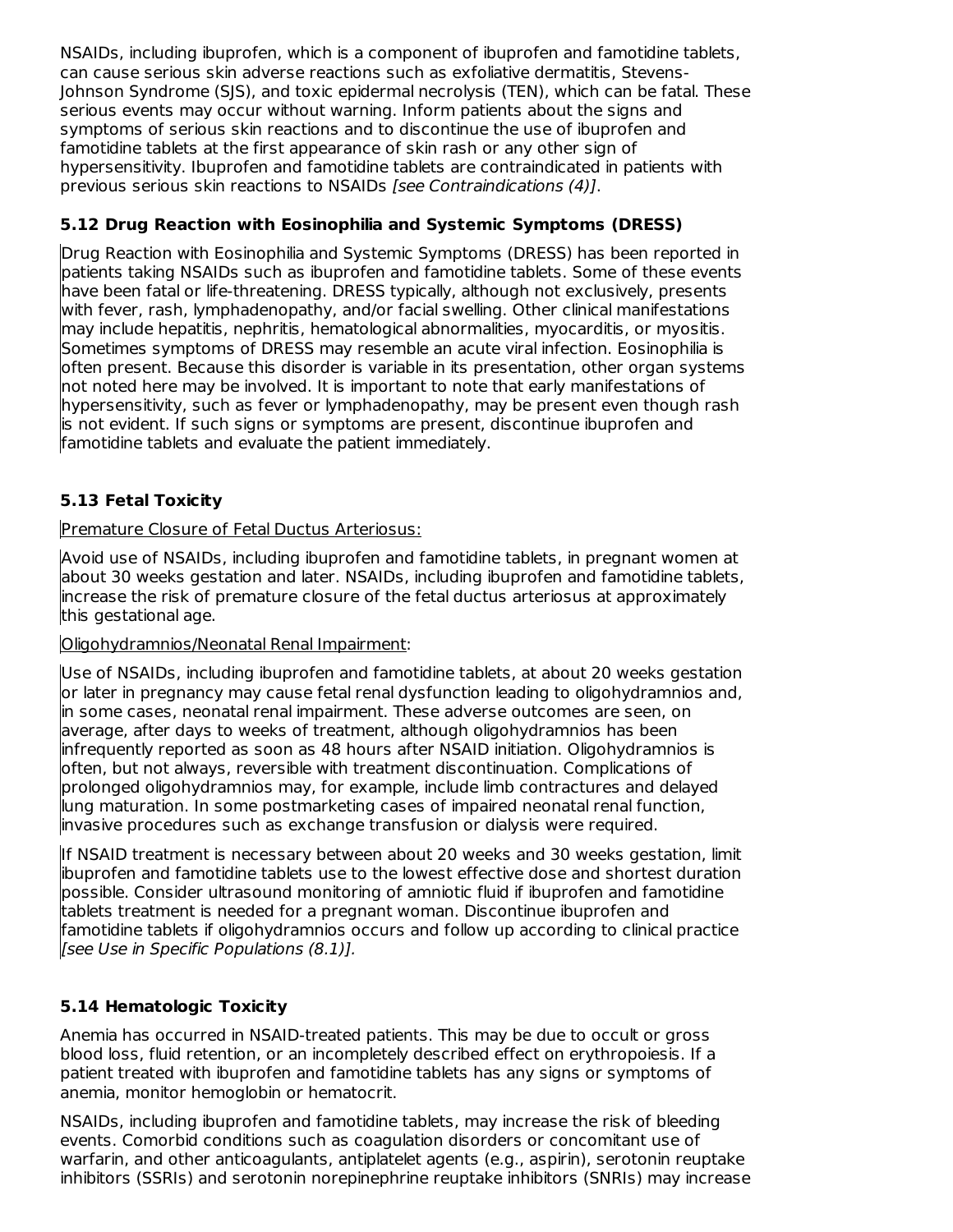NSAIDs, including ibuprofen, which is a component of ibuprofen and famotidine tablets, can cause serious skin adverse reactions such as exfoliative dermatitis, Stevens-Johnson Syndrome (SJS), and toxic epidermal necrolysis (TEN), which can be fatal. These serious events may occur without warning. Inform patients about the signs and symptoms of serious skin reactions and to discontinue the use of ibuprofen and famotidine tablets at the first appearance of skin rash or any other sign of hypersensitivity. Ibuprofen and famotidine tablets are contraindicated in patients with previous serious skin reactions to NSAIDs *[see Contraindications (4)]*.

### 5.12 Drug Reaction with Eosinophilia and Systemic Symptoms (DRESS)

Drug Reaction with Eosinophilia and Systemic Symptoms (DRESS) has been reported in patients taking NSAIDs such as ibuprofen and famotidine tablets. Some of these events have been fatal or life-threatening. DRESS typically, although not exclusively, presents with fever, rash, lymphadenopathy, and/or facial swelling. Other clinical manifestations may include hepatitis, nephritis, hematological abnormalities, myocarditis, or myositis. Sometimes symptoms of DRESS may resemble an acute viral infection. Eosinophilia is often present. Because this disorder is variable in its presentation, other organ systems not noted here may be involved. It is important to note that early manifestations of hypersensitivity, such as fever or lymphadenopathy, may be present even though rash is not evident. If such signs or symptoms are present, discontinue ibuprofen and famotidine tablets and evaluate the patient immediately.

### 5.13 Fetal Toxicity

Premature Closure of Fetal Ductus Arteriosus:

Avoid use of NSAIDs, including ibuprofen and famotidine tablets, in pregnant women at about 30 weeks gestation and later. NSAIDs, including ibuprofen and famotidine tablets, increase the risk of premature closure of the fetal ductus arteriosus at approximately this gestational age.

Oligohydramnios/Neonatal Renal Impairment:

Use of NSAIDs, including ibuprofen and famotidine tablets, at about 20 weeks gestation or later in pregnancy may cause fetal renal dysfunction leading to oligohydramnios and, in some cases, neonatal renal impairment. These adverse outcomes are seen, on average, after days to weeks of treatment, although oligohydramnios has been infrequently reported as soon as 48 hours after NSAID initiation. Oligohydramnios is often, but not always, reversible with treatment discontinuation. Complications of prolonged oligohydramnios may, for example, include limb contractures and delayed lung maturation. In some postmarketing cases of impaired neonatal renal function, invasive procedures such as exchange transfusion or dialysis were required.

If NSAID treatment is necessary between about 20 weeks and 30 weeks gestation, limit ibuprofen and famotidine tablets use to the lowest effective dose and shortest duration possible. Consider ultrasound monitoring of amniotic fluid if ibuprofen and famotidine tablets treatment is needed for a pregnant woman. Discontinue ibuprofen and famotidine tablets if oligohydramnios occurs and follow up according to clinical practice *[see Use in Specific Populations (8.1)].*

### 5.14 Hematologic Toxicity

Anemia has occurred in NSAID-treated patients. This may be due to occult or gross blood loss, fluid retention, or an incompletely described effect on erythropoiesis. If a patient treated with ibuprofen and famotidine tablets has any signs or symptoms of anemia, monitor hemoglobin or hematocrit.

NSAIDs, including ibuprofen and famotidine tablets, may increase the risk of bleeding events. Comorbid conditions such as coagulation disorders or concomitant use of warfarin, and other anticoagulants, antiplatelet agents (e.g., aspirin), serotonin reuptake inhibitors (SSRIs) and serotonin norepinephrine reuptake inhibitors (SNRIs) may increase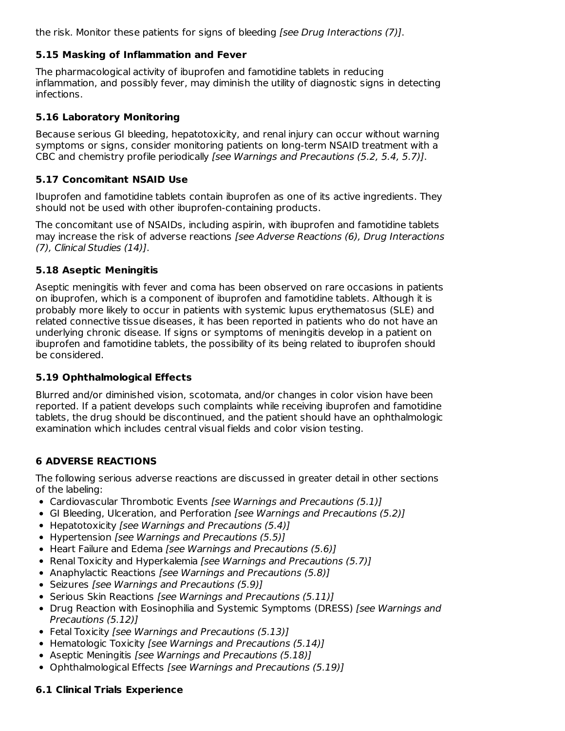the risk. Monitor these patients for signs of bleeding *[see Drug Interactions (7)]*.

### 5.15 Masking of Inflammation and Fever

The pharmacological activity of ibuprofen and famotidine tablets in reducing inflammation, and possibly fever, may diminish the utility of diagnostic signs in detecting infections.

### 5.16 Laboratory Monitoring

Because serious GI bleeding, hepatotoxicity, and renal injury can occur without warning symptoms or signs, consider monitoring patients on long-term NSAID treatment with a CBC and chemistry profile periodically *[see Warnings and Precautions (5.2, 5.4, 5.7)]*.

### 5.17 Concomitant NSAID Use

Ibuprofen and famotidine tablets contain ibuprofen as one of its active ingredients. They should not be used with other ibuprofen-containing products.

The concomitant use of NSAIDs, including aspirin, with ibuprofen and famotidine tablets may increase the risk of adverse reactions *[see Adverse Reactions (6), Drug Interactions (7), Clinical Studies (14)]*.

### 5.18 Aseptic Meningitis

Aseptic meningitis with fever and coma has been observed on rare occasions in patients on ibuprofen, which is a component of ibuprofen and famotidine tablets. Although it is probably more likely to occur in patients with systemic lupus erythematosus (SLE) and related connective tissue diseases, it has been reported in patients who do not have an underlying chronic disease. If signs or symptoms of meningitis develop in a patient on ibuprofen and famotidine tablets, the possibility of its being related to ibuprofen should be considered.

### 5.19 Ophthalmological Effects

Blurred and/or diminished vision, scotomata, and/or changes in color vision have been reported. If a patient develops such complaints while receiving ibuprofen and famotidine tablets, the drug should be discontinued, and the patient should have an ophthalmologic examination which includes central visual fields and color vision testing.

## 6 ADVERSE REACTIONS

The following serious adverse reactions are discussed in greater detail in other sections of the labeling:

- Cardiovascular Thrombotic Events *[see Warnings and Precautions (5.1)]*
- GI Bleeding, Ulceration, and Perforation *[see Warnings and Precautions (5.2)]*
- Hepatotoxicity *[see Warnings and Precautions (5.4)]*
- Hypertension *[see Warnings and Precautions (5.5)]*
- Heart Failure and Edema *[see Warnings and Precautions (5.6)]*
- Renal Toxicity and Hyperkalemia *[see Warnings and Precautions (5.7)]*
- Anaphylactic Reactions *[see Warnings and Precautions (5.8)]*
- Seizures *[see Warnings and Precautions (5.9)]*
- Serious Skin Reactions *[see Warnings and Precautions (5.11)]*
- Drug Reaction with Eosinophilia and Systemic Symptoms (DRESS) *[see Warnings and Precautions (5.12)]*
- Fetal Toxicity *[see Warnings and Precautions (5.13)]*
- Hematologic Toxicity *[see Warnings and Precautions (5.14)]*
- Aseptic Meningitis *[see Warnings and Precautions (5.18)]*
- Ophthalmological Effects *[see Warnings and Precautions (5.19)]*

### 6.1 Clinical Trials Experience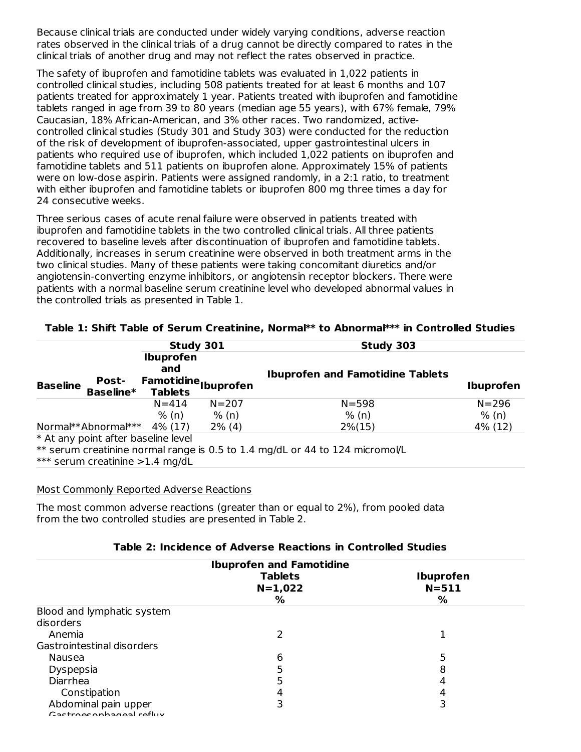Because clinical trials are conducted under widely varying conditions, adverse reaction rates observed in the clinical trials of a drug cannot be directly compared to rates in the clinical trials of another drug and may not reflect the rates observed in practice.

The safety of ibuprofen and famotidine tablets was evaluated in 1,022 patients in controlled clinical studies, including 508 patients treated for at least 6 months and 107 patients treated for approximately 1 year. Patients treated with ibuprofen and famotidine tablets ranged in age from 39 to 80 years (median age 55 years), with 67% female, 79% Caucasian, 18% African-American, and 3% other races. Two randomized, active-controlled clinical studies (Study 301 and Study 303) were conducted for the reduction of the risk of development of ibuprofen-associated, upper gastrointestinal ulcers in patients who required use of ibuprofen, which included 1,022 patients on ibuprofen and famotidine tablets and 511 patients on ibuprofen alone. Approximately 15% of patients were on low-dose aspirin. Patients were assigned randomly, in a 2:1 ratio, to treatment with either ibuprofen and famotidine tablets or ibuprofen 800 mg three times a day for 24 consecutive weeks.

Three serious cases of acute renal failure were observed in patients treated with ibuprofen and famotidine tablets in the two controlled clinical trials. All three patients recovered to baseline levels after discontinuation of ibuprofen and famotidine tablets. Additionally, increases in serum creatinine were observed in both treatment arms in the two clinical studies. Many of these patients were taking concomitant diuretics and/or angiotensin-converting enzyme inhibitors, or angiotensin receptor blockers. There were patients with a normal baseline serum creatinine level who developed abnormal values in the controlled trials as presented in Table 1.

**Table 1: Shift Table of Serum Creatinine, Normal** to Abnormal*** in Controlled Studies**

| | | Study 301 | | Study 303 | |
|---|---|---|---|---|---|
| Baseline | Post-Baseline* | Ibuprofen and Famotidine Tablets | Ibuprofen | Ibuprofen and Famotidine Tablets | Ibuprofen |
| | | N=414 | N=207 | N=598 | N=296 |
| | | % (n) | % (n) | % (n) | % (n) |
| Normal** | Abnormal*** | 4% (17) | 2% (4) | 2%(15) | 4% (12) |

\* At any point after baseline level
** serum creatinine normal range is 0.5 to 1.4 mg/dL or 44 to 124 micromol/L
*** serum creatinine >1.4 mg/dL

<u>Most Commonly Reported Adverse Reactions</u>

The most common adverse reactions (greater than or equal to 2%), from pooled data from the two controlled studies are presented in Table 2.

**Table 2: Incidence of Adverse Reactions in Controlled Studies**

| | Ibuprofen and Famotidine Tablets N=1,022 % | Ibuprofen N=511 % |
|---|---|---|
| Blood and lymphatic system disorders | | |
| Anemia | 2 | 1 |
| Gastrointestinal disorders | | |
| Nausea | 6 | 5 |
| Dyspepsia | 5 | 8 |
| Diarrhea | 5 | 4 |
| Constipation | 4 | 4 |
| Abdominal pain upper | 3 | 3 |
| Gastroesophageal reflux | | |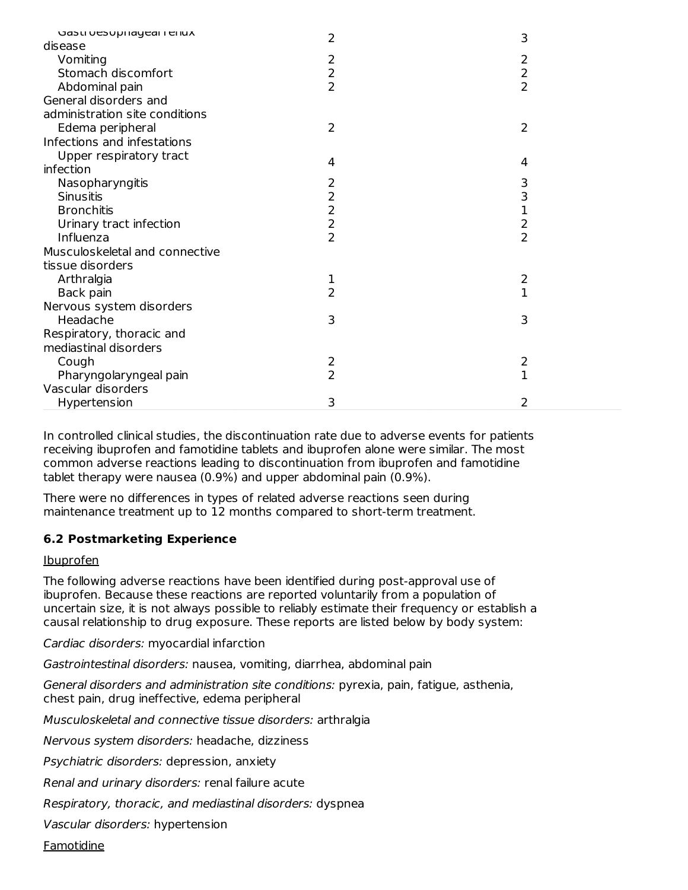| | | |
|---|---|---|
| Gastroesophageal reflux disease | 2 | 3 |
| Vomiting | 2 | 2 |
| Stomach discomfort | 2 | 2 |
| Abdominal pain | 2 | 2 |
| General disorders and administration site conditions | | |
| Edema peripheral | 2 | 2 |
| Infections and infestations | | |
| Upper respiratory tract infection | 4 | 4 |
| Nasopharyngitis | 2 | 3 |
| Sinusitis | 2 | 3 |
| Bronchitis | 2 | 1 |
| Urinary tract infection | 2 | 2 |
| Influenza | 2 | 2 |
| Musculoskeletal and connective tissue disorders | | |
| Arthralgia | 1 | 2 |
| Back pain | 2 | 1 |
| Nervous system disorders | | |
| Headache | 3 | 3 |
| Respiratory, thoracic and mediastinal disorders | | |
| Cough | 2 | 2 |
| Pharyngolaryngeal pain | 2 | 1 |
| Vascular disorders | | |
| Hypertension | 3 | 2 |

In controlled clinical studies, the discontinuation rate due to adverse events for patients receiving ibuprofen and famotidine tablets and ibuprofen alone were similar. The most common adverse reactions leading to discontinuation from ibuprofen and famotidine tablet therapy were nausea (0.9%) and upper abdominal pain (0.9%).

There were no differences in types of related adverse reactions seen during maintenance treatment up to 12 months compared to short-term treatment.

### 6.2 Postmarketing Experience

Ibuprofen

The following adverse reactions have been identified during post-approval use of ibuprofen. Because these reactions are reported voluntarily from a population of uncertain size, it is not always possible to reliably estimate their frequency or establish a causal relationship to drug exposure. These reports are listed below by body system:

*Cardiac disorders:* myocardial infarction

*Gastrointestinal disorders:* nausea, vomiting, diarrhea, abdominal pain

*General disorders and administration site conditions:* pyrexia, pain, fatigue, asthenia, chest pain, drug ineffective, edema peripheral

*Musculoskeletal and connective tissue disorders:* arthralgia

*Nervous system disorders:* headache, dizziness

*Psychiatric disorders:* depression, anxiety

*Renal and urinary disorders:* renal failure acute

*Respiratory, thoracic, and mediastinal disorders:* dyspnea

*Vascular disorders:* hypertension

Famotidine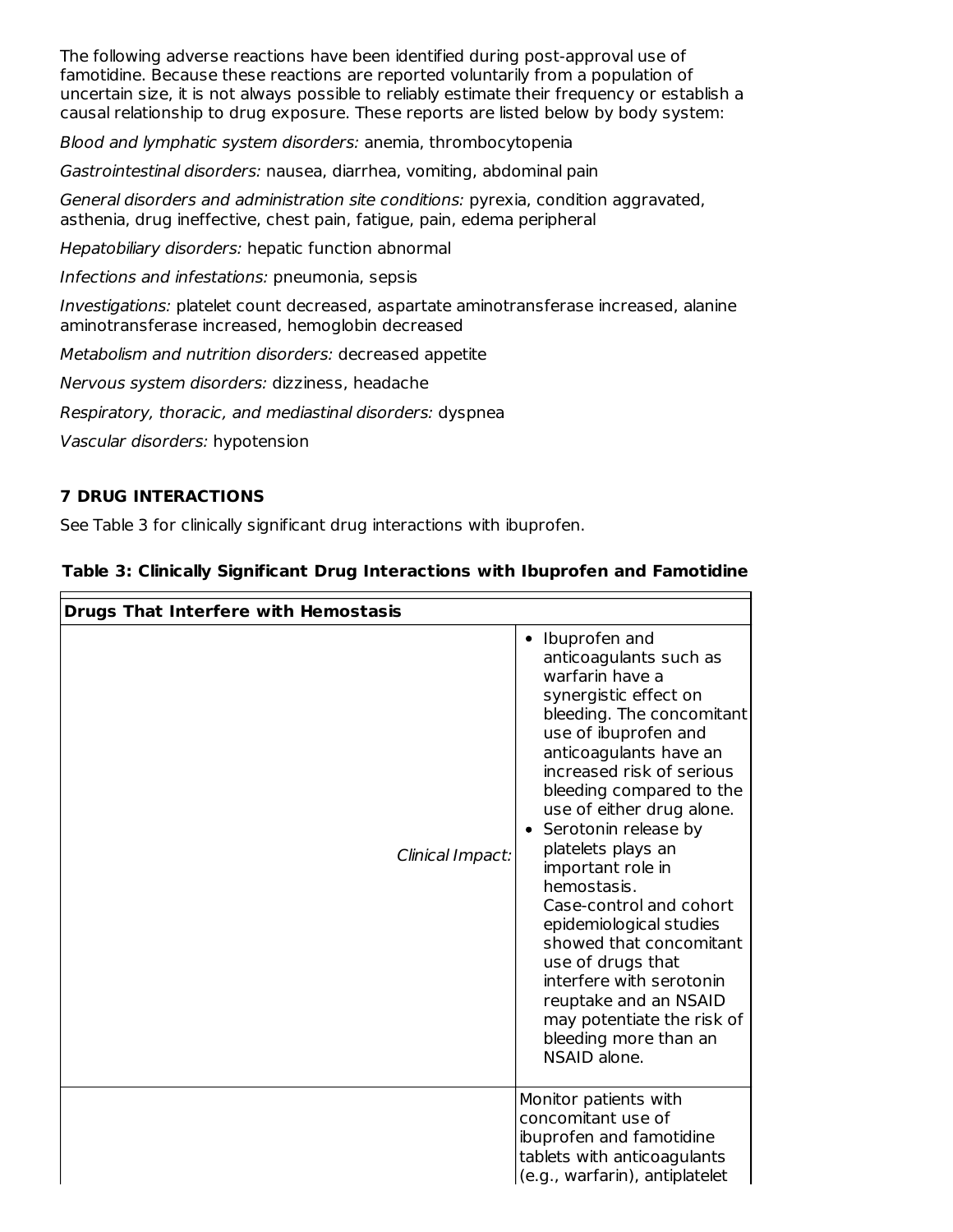The following adverse reactions have been identified during post-approval use of famotidine. Because these reactions are reported voluntarily from a population of uncertain size, it is not always possible to reliably estimate their frequency or establish a causal relationship to drug exposure. These reports are listed below by body system:

*Blood and lymphatic system disorders:* anemia, thrombocytopenia

*Gastrointestinal disorders:* nausea, diarrhea, vomiting, abdominal pain

*General disorders and administration site conditions:* pyrexia, condition aggravated, asthenia, drug ineffective, chest pain, fatigue, pain, edema peripheral

*Hepatobiliary disorders:* hepatic function abnormal

*Infections and infestations:* pneumonia, sepsis

*Investigations:* platelet count decreased, aspartate aminotransferase increased, alanine aminotransferase increased, hemoglobin decreased

*Metabolism and nutrition disorders:* decreased appetite

*Nervous system disorders:* dizziness, headache

*Respiratory, thoracic, and mediastinal disorders:* dyspnea

*Vascular disorders:* hypotension

## 7 DRUG INTERACTIONS

See Table 3 for clinically significant drug interactions with ibuprofen.

**Table 3: Clinically Significant Drug Interactions with Ibuprofen and Famotidine**

| **Drugs That Interfere with Hemostasis** | |
|---|---|
| *Clinical Impact:* | • Ibuprofen and anticoagulants such as warfarin have a synergistic effect on bleeding. The concomitant use of ibuprofen and anticoagulants have an increased risk of serious bleeding compared to the use of either drug alone.<br>• Serotonin release by platelets plays an important role in hemostasis. Case-control and cohort epidemiological studies showed that concomitant use of drugs that interfere with serotonin reuptake and an NSAID may potentiate the risk of bleeding more than an NSAID alone. |
| | Monitor patients with concomitant use of ibuprofen and famotidine tablets with anticoagulants (e.g., warfarin), antiplatelet |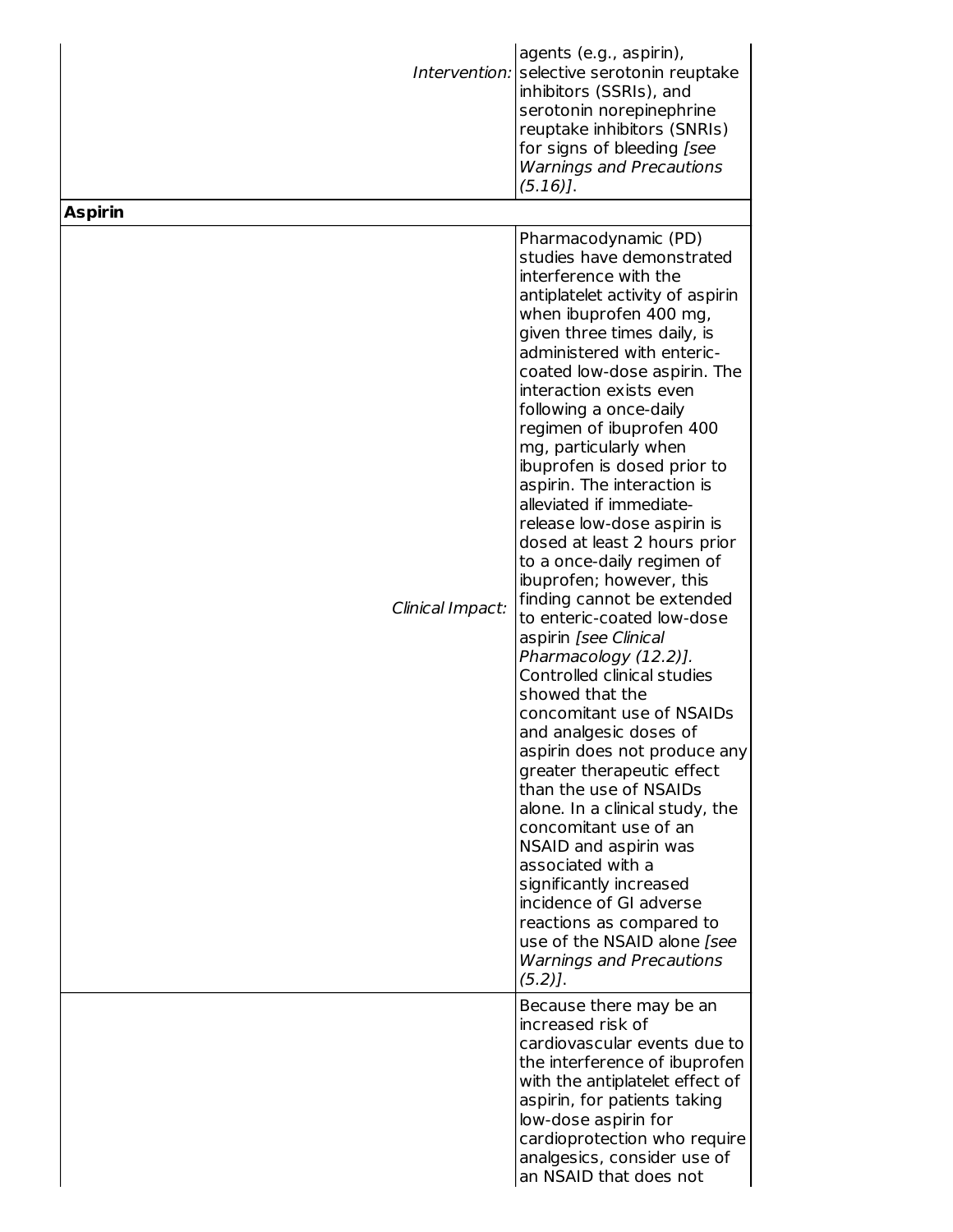| | |
|---|---|
| *Intervention:* | agents (e.g., aspirin), selective serotonin reuptake inhibitors (SSRIs), and serotonin norepinephrine reuptake inhibitors (SNRIs) for signs of bleeding *[see Warnings and Precautions (5.16)]*. |
| **Aspirin** | |
| *Clinical Impact:* | Pharmacodynamic (PD) studies have demonstrated interference with the antiplatelet activity of aspirin when ibuprofen 400 mg, given three times daily, is administered with enteric-coated low-dose aspirin. The interaction exists even following a once-daily regimen of ibuprofen 400 mg, particularly when ibuprofen is dosed prior to aspirin. The interaction is alleviated if immediate-release low-dose aspirin is dosed at least 2 hours prior to a once-daily regimen of ibuprofen; however, this finding cannot be extended to enteric-coated low-dose aspirin *[see Clinical Pharmacology (12.2)]*. Controlled clinical studies showed that the concomitant use of NSAIDs and analgesic doses of aspirin does not produce any greater therapeutic effect than the use of NSAIDs alone. In a clinical study, the concomitant use of an NSAID and aspirin was associated with a significantly increased incidence of GI adverse reactions as compared to use of the NSAID alone *[see Warnings and Precautions (5.2)]*. |
| | Because there may be an increased risk of cardiovascular events due to the interference of ibuprofen with the antiplatelet effect of aspirin, for patients taking low-dose aspirin for cardioprotection who require analgesics, consider use of an NSAID that does not |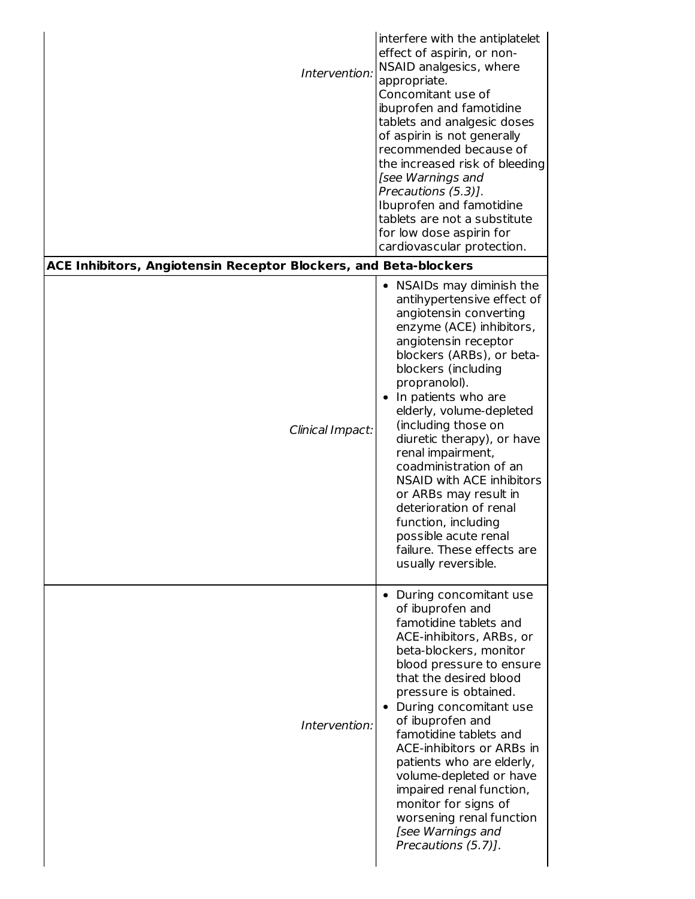| | |
|---|---|
| *Intervention:* | interfere with the antiplatelet effect of aspirin, or non-NSAID analgesics, where appropriate.<br>Concomitant use of ibuprofen and famotidine tablets and analgesic doses of aspirin is not generally recommended because of the increased risk of bleeding *[see Warnings and Precautions (5.3)]*.<br>Ibuprofen and famotidine tablets are not a substitute for low dose aspirin for cardiovascular protection. |
| **ACE Inhibitors, Angiotensin Receptor Blockers, and Beta-blockers** | |
| *Clinical Impact:* | • NSAIDs may diminish the antihypertensive effect of angiotensin converting enzyme (ACE) inhibitors, angiotensin receptor blockers (ARBs), or beta-blockers (including propranolol).<br>• In patients who are elderly, volume-depleted (including those on diuretic therapy), or have renal impairment, coadministration of an NSAID with ACE inhibitors or ARBs may result in deterioration of renal function, including possible acute renal failure. These effects are usually reversible. |
| *Intervention:* | • During concomitant use of ibuprofen and famotidine tablets and ACE-inhibitors, ARBs, or beta-blockers, monitor blood pressure to ensure that the desired blood pressure is obtained.<br>• During concomitant use of ibuprofen and famotidine tablets and ACE-inhibitors or ARBs in patients who are elderly, volume-depleted or have impaired renal function, monitor for signs of worsening renal function *[see Warnings and Precautions (5.7)]*. |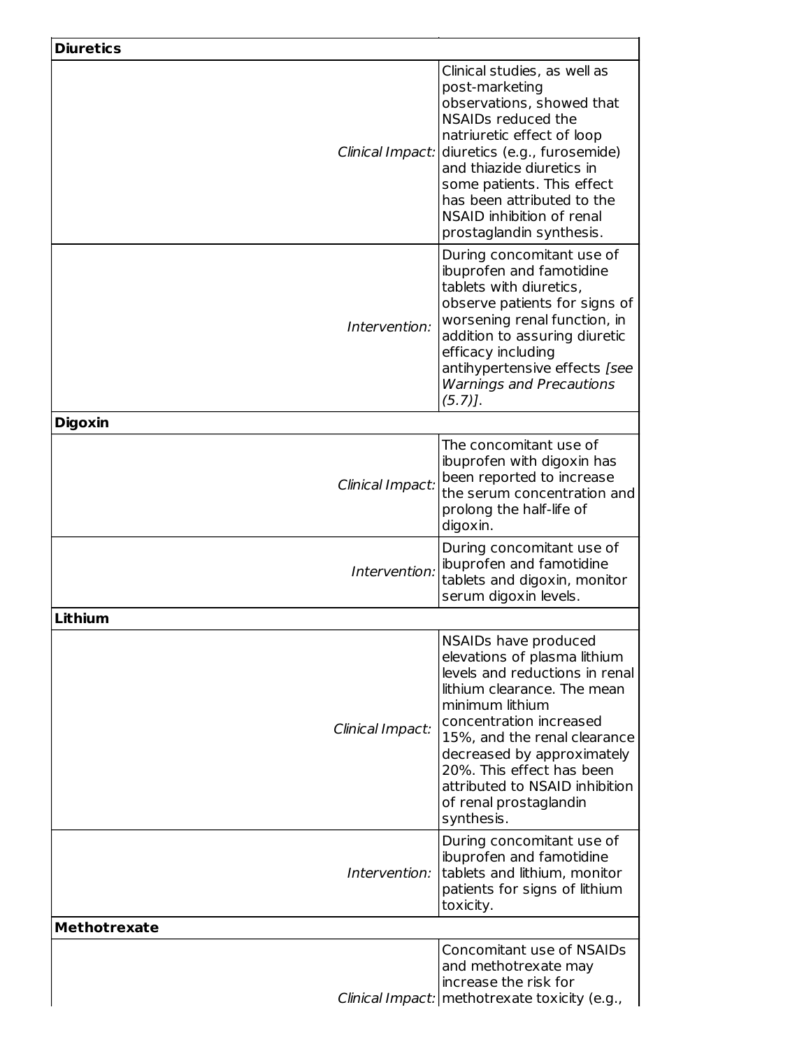| **Diuretics** | |
|---|---|
| *Clinical Impact:* | Clinical studies, as well as post-marketing observations, showed that NSAIDs reduced the natriuretic effect of loop diuretics (e.g., furosemide) and thiazide diuretics in some patients. This effect has been attributed to the NSAID inhibition of renal prostaglandin synthesis. |
| *Intervention:* | During concomitant use of ibuprofen and famotidine tablets with diuretics, observe patients for signs of worsening renal function, in addition to assuring diuretic efficacy including antihypertensive effects *[see Warnings and Precautions (5.7)]*. |
| **Digoxin** | |
| *Clinical Impact:* | The concomitant use of ibuprofen with digoxin has been reported to increase the serum concentration and prolong the half-life of digoxin. |
| *Intervention:* | During concomitant use of ibuprofen and famotidine tablets and digoxin, monitor serum digoxin levels. |
| **Lithium** | |
| *Clinical Impact:* | NSAIDs have produced elevations of plasma lithium levels and reductions in renal lithium clearance. The mean minimum lithium concentration increased 15%, and the renal clearance decreased by approximately 20%. This effect has been attributed to NSAID inhibition of renal prostaglandin synthesis. |
| *Intervention:* | During concomitant use of ibuprofen and famotidine tablets and lithium, monitor patients for signs of lithium toxicity. |
| **Methotrexate** | |
| *Clinical Impact:* | Concomitant use of NSAIDs and methotrexate may increase the risk for methotrexate toxicity (e.g., |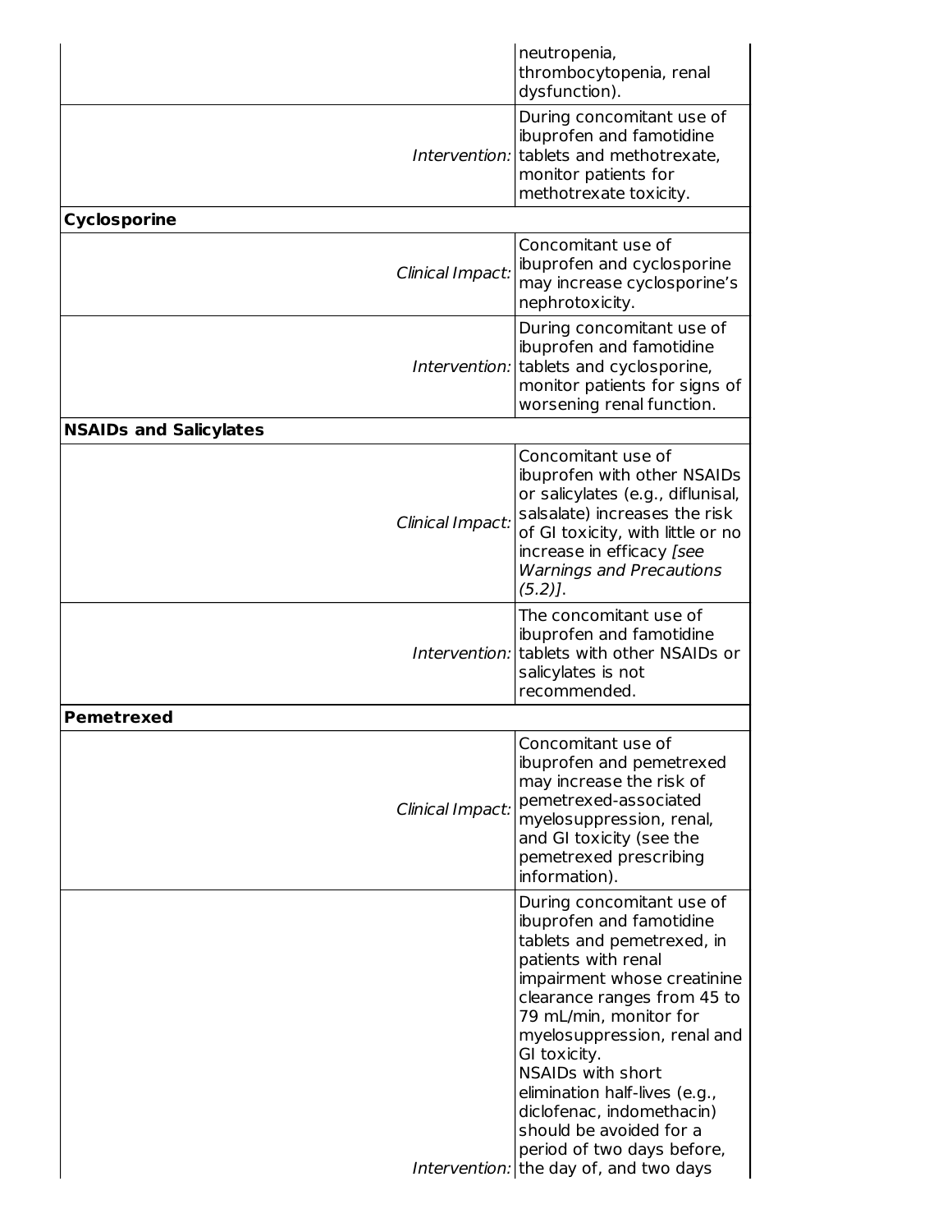| | |
|---|---|
| | neutropenia, thrombocytopenia, renal dysfunction). |
| *Intervention:* | During concomitant use of ibuprofen and famotidine tablets and methotrexate, monitor patients for methotrexate toxicity. |
| **Cyclosporine** | |
| *Clinical Impact:* | Concomitant use of ibuprofen and cyclosporine may increase cyclosporine's nephrotoxicity. |
| *Intervention:* | During concomitant use of ibuprofen and famotidine tablets and cyclosporine, monitor patients for signs of worsening renal function. |
| **NSAIDs and Salicylates** | |
| *Clinical Impact:* | Concomitant use of ibuprofen with other NSAIDs or salicylates (e.g., diflunisal, salsalate) increases the risk of GI toxicity, with little or no increase in efficacy *[see Warnings and Precautions (5.2)]*. |
| *Intervention:* | The concomitant use of ibuprofen and famotidine tablets with other NSAIDs or salicylates is not recommended. |
| **Pemetrexed** | |
| *Clinical Impact:* | Concomitant use of ibuprofen and pemetrexed may increase the risk of pemetrexed-associated myelosuppression, renal, and GI toxicity (see the pemetrexed prescribing information). |
| *Intervention:* | During concomitant use of ibuprofen and famotidine tablets and pemetrexed, in patients with renal impairment whose creatinine clearance ranges from 45 to 79 mL/min, monitor for myelosuppression, renal and GI toxicity.<br>NSAIDs with short elimination half-lives (e.g., diclofenac, indomethacin) should be avoided for a period of two days before, the day of, and two days |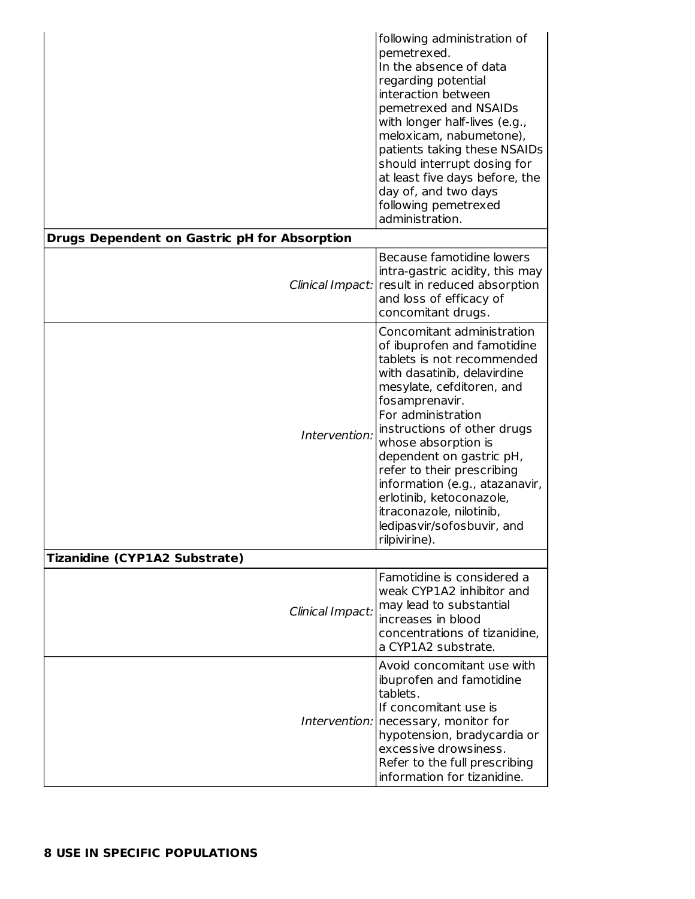| | |
|---|---|
| | following administration of pemetrexed. In the absence of data regarding potential interaction between pemetrexed and NSAIDs with longer half-lives (e.g., meloxicam, nabumetone), patients taking these NSAIDs should interrupt dosing for at least five days before, the day of, and two days following pemetrexed administration. |
| **Drugs Dependent on Gastric pH for Absorption** | |
| *Clinical Impact:* | Because famotidine lowers intra-gastric acidity, this may result in reduced absorption and loss of efficacy of concomitant drugs. |
| *Intervention:* | Concomitant administration of ibuprofen and famotidine tablets is not recommended with dasatinib, delavirdine mesylate, cefditoren, and fosamprenavir. For administration instructions of other drugs whose absorption is dependent on gastric pH, refer to their prescribing information (e.g., atazanavir, erlotinib, ketoconazole, itraconazole, nilotinib, ledipasvir/sofosbuvir, and rilpivirine). |
| **Tizanidine (CYP1A2 Substrate)** | |
| *Clinical Impact:* | Famotidine is considered a weak CYP1A2 inhibitor and may lead to substantial increases in blood concentrations of tizanidine, a CYP1A2 substrate. |
| *Intervention:* | Avoid concomitant use with ibuprofen and famotidine tablets. If concomitant use is necessary, monitor for hypotension, bradycardia or excessive drowsiness. Refer to the full prescribing information for tizanidine. |

## 8 USE IN SPECIFIC POPULATIONS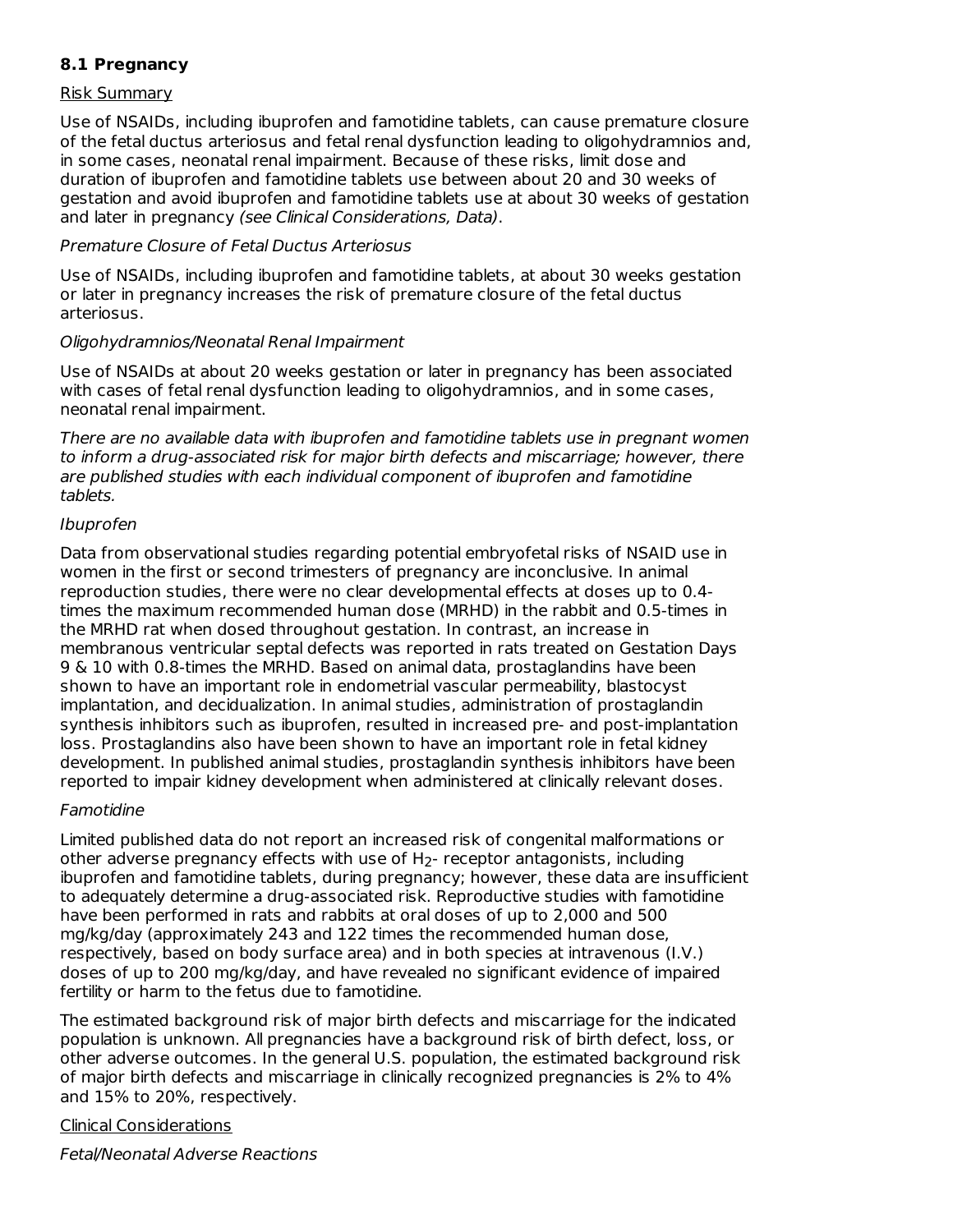### 8.1 Pregnancy

Risk Summary

Use of NSAIDs, including ibuprofen and famotidine tablets, can cause premature closure of the fetal ductus arteriosus and fetal renal dysfunction leading to oligohydramnios and, in some cases, neonatal renal impairment. Because of these risks, limit dose and duration of ibuprofen and famotidine tablets use between about 20 and 30 weeks of gestation and avoid ibuprofen and famotidine tablets use at about 30 weeks of gestation and later in pregnancy *(see Clinical Considerations, Data)*.

*Premature Closure of Fetal Ductus Arteriosus*

Use of NSAIDs, including ibuprofen and famotidine tablets, at about 30 weeks gestation or later in pregnancy increases the risk of premature closure of the fetal ductus arteriosus.

*Oligohydramnios/Neonatal Renal Impairment*

Use of NSAIDs at about 20 weeks gestation or later in pregnancy has been associated with cases of fetal renal dysfunction leading to oligohydramnios, and in some cases, neonatal renal impairment.

*There are no available data with ibuprofen and famotidine tablets use in pregnant women to inform a drug-associated risk for major birth defects and miscarriage; however, there are published studies with each individual component of ibuprofen and famotidine tablets.*

*Ibuprofen*

Data from observational studies regarding potential embryofetal risks of NSAID use in women in the first or second trimesters of pregnancy are inconclusive. In animal reproduction studies, there were no clear developmental effects at doses up to 0.4-times the maximum recommended human dose (MRHD) in the rabbit and 0.5-times in the MRHD rat when dosed throughout gestation. In contrast, an increase in membranous ventricular septal defects was reported in rats treated on Gestation Days 9 & 10 with 0.8-times the MRHD. Based on animal data, prostaglandins have been shown to have an important role in endometrial vascular permeability, blastocyst implantation, and decidualization. In animal studies, administration of prostaglandin synthesis inhibitors such as ibuprofen, resulted in increased pre- and post-implantation loss. Prostaglandins also have been shown to have an important role in fetal kidney development. In published animal studies, prostaglandin synthesis inhibitors have been reported to impair kidney development when administered at clinically relevant doses.

*Famotidine*

Limited published data do not report an increased risk of congenital malformations or other adverse pregnancy effects with use of $H_2$- receptor antagonists, including ibuprofen and famotidine tablets, during pregnancy; however, these data are insufficient to adequately determine a drug-associated risk. Reproductive studies with famotidine have been performed in rats and rabbits at oral doses of up to 2,000 and 500 mg/kg/day (approximately 243 and 122 times the recommended human dose, respectively, based on body surface area) and in both species at intravenous (I.V.) doses of up to 200 mg/kg/day, and have revealed no significant evidence of impaired fertility or harm to the fetus due to famotidine.

The estimated background risk of major birth defects and miscarriage for the indicated population is unknown. All pregnancies have a background risk of birth defect, loss, or other adverse outcomes. In the general U.S. population, the estimated background risk of major birth defects and miscarriage in clinically recognized pregnancies is 2% to 4% and 15% to 20%, respectively.

Clinical Considerations

*Fetal/Neonatal Adverse Reactions*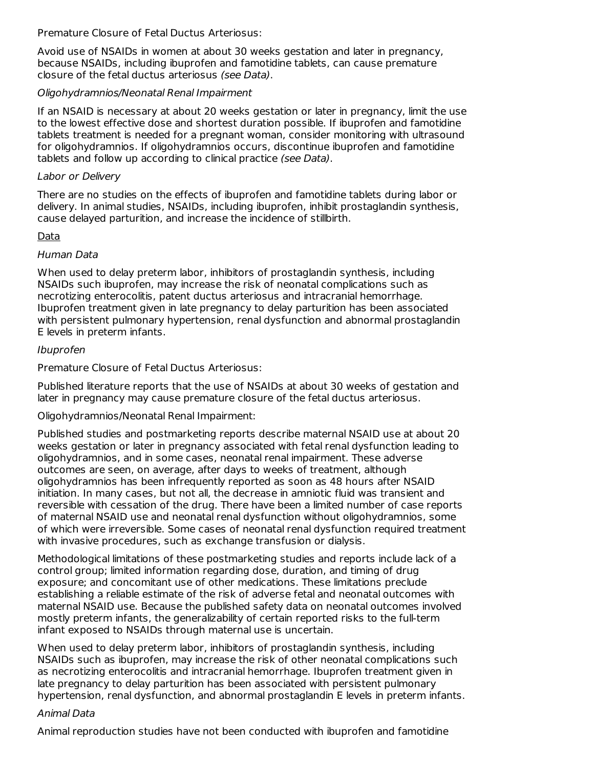Premature Closure of Fetal Ductus Arteriosus:

Avoid use of NSAIDs in women at about 30 weeks gestation and later in pregnancy, because NSAIDs, including ibuprofen and famotidine tablets, can cause premature closure of the fetal ductus arteriosus *(see Data)*.

*Oligohydramnios/Neonatal Renal Impairment*

If an NSAID is necessary at about 20 weeks gestation or later in pregnancy, limit the use to the lowest effective dose and shortest duration possible. If ibuprofen and famotidine tablets treatment is needed for a pregnant woman, consider monitoring with ultrasound for oligohydramnios. If oligohydramnios occurs, discontinue ibuprofen and famotidine tablets and follow up according to clinical practice *(see Data)*.

*Labor or Delivery*

There are no studies on the effects of ibuprofen and famotidine tablets during labor or delivery. In animal studies, NSAIDs, including ibuprofen, inhibit prostaglandin synthesis, cause delayed parturition, and increase the incidence of stillbirth.

Data

*Human Data*

When used to delay preterm labor, inhibitors of prostaglandin synthesis, including NSAIDs such ibuprofen, may increase the risk of neonatal complications such as necrotizing enterocolitis, patent ductus arteriosus and intracranial hemorrhage. Ibuprofen treatment given in late pregnancy to delay parturition has been associated with persistent pulmonary hypertension, renal dysfunction and abnormal prostaglandin E levels in preterm infants.

*Ibuprofen*

Premature Closure of Fetal Ductus Arteriosus:

Published literature reports that the use of NSAIDs at about 30 weeks of gestation and later in pregnancy may cause premature closure of the fetal ductus arteriosus.

Oligohydramnios/Neonatal Renal Impairment:

Published studies and postmarketing reports describe maternal NSAID use at about 20 weeks gestation or later in pregnancy associated with fetal renal dysfunction leading to oligohydramnios, and in some cases, neonatal renal impairment. These adverse outcomes are seen, on average, after days to weeks of treatment, although oligohydramnios has been infrequently reported as soon as 48 hours after NSAID initiation. In many cases, but not all, the decrease in amniotic fluid was transient and reversible with cessation of the drug. There have been a limited number of case reports of maternal NSAID use and neonatal renal dysfunction without oligohydramnios, some of which were irreversible. Some cases of neonatal renal dysfunction required treatment with invasive procedures, such as exchange transfusion or dialysis.

Methodological limitations of these postmarketing studies and reports include lack of a control group; limited information regarding dose, duration, and timing of drug exposure; and concomitant use of other medications. These limitations preclude establishing a reliable estimate of the risk of adverse fetal and neonatal outcomes with maternal NSAID use. Because the published safety data on neonatal outcomes involved mostly preterm infants, the generalizability of certain reported risks to the full-term infant exposed to NSAIDs through maternal use is uncertain.

When used to delay preterm labor, inhibitors of prostaglandin synthesis, including NSAIDs such as ibuprofen, may increase the risk of other neonatal complications such as necrotizing enterocolitis and intracranial hemorrhage. Ibuprofen treatment given in late pregnancy to delay parturition has been associated with persistent pulmonary hypertension, renal dysfunction, and abnormal prostaglandin E levels in preterm infants.

*Animal Data*

Animal reproduction studies have not been conducted with ibuprofen and famotidine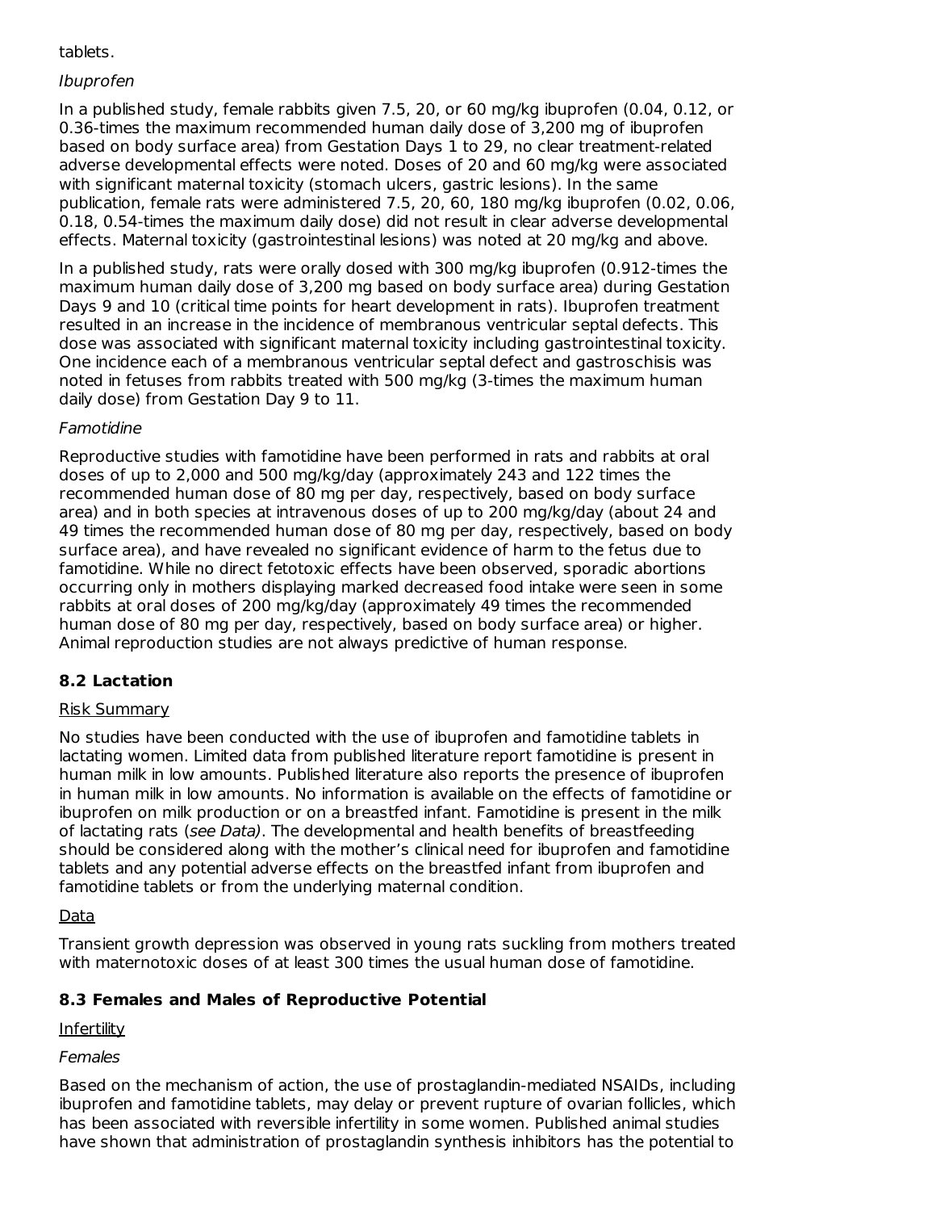tablets.

*Ibuprofen*

In a published study, female rabbits given 7.5, 20, or 60 mg/kg ibuprofen (0.04, 0.12, or 0.36-times the maximum recommended human daily dose of 3,200 mg of ibuprofen based on body surface area) from Gestation Days 1 to 29, no clear treatment-related adverse developmental effects were noted. Doses of 20 and 60 mg/kg were associated with significant maternal toxicity (stomach ulcers, gastric lesions). In the same publication, female rats were administered 7.5, 20, 60, 180 mg/kg ibuprofen (0.02, 0.06, 0.18, 0.54-times the maximum daily dose) did not result in clear adverse developmental effects. Maternal toxicity (gastrointestinal lesions) was noted at 20 mg/kg and above.

In a published study, rats were orally dosed with 300 mg/kg ibuprofen (0.912-times the maximum human daily dose of 3,200 mg based on body surface area) during Gestation Days 9 and 10 (critical time points for heart development in rats). Ibuprofen treatment resulted in an increase in the incidence of membranous ventricular septal defects. This dose was associated with significant maternal toxicity including gastrointestinal toxicity. One incidence each of a membranous ventricular septal defect and gastroschisis was noted in fetuses from rabbits treated with 500 mg/kg (3-times the maximum human daily dose) from Gestation Day 9 to 11.

*Famotidine*

Reproductive studies with famotidine have been performed in rats and rabbits at oral doses of up to 2,000 and 500 mg/kg/day (approximately 243 and 122 times the recommended human dose of 80 mg per day, respectively, based on body surface area) and in both species at intravenous doses of up to 200 mg/kg/day (about 24 and 49 times the recommended human dose of 80 mg per day, respectively, based on body surface area), and have revealed no significant evidence of harm to the fetus due to famotidine. While no direct fetotoxic effects have been observed, sporadic abortions occurring only in mothers displaying marked decreased food intake were seen in some rabbits at oral doses of 200 mg/kg/day (approximately 49 times the recommended human dose of 80 mg per day, respectively, based on body surface area) or higher. Animal reproduction studies are not always predictive of human response.

## 8.2 Lactation

Risk Summary

No studies have been conducted with the use of ibuprofen and famotidine tablets in lactating women. Limited data from published literature report famotidine is present in human milk in low amounts. Published literature also reports the presence of ibuprofen in human milk in low amounts. No information is available on the effects of famotidine or ibuprofen on milk production or on a breastfed infant. Famotidine is present in the milk of lactating rats (*see Data)*. The developmental and health benefits of breastfeeding should be considered along with the mother's clinical need for ibuprofen and famotidine tablets and any potential adverse effects on the breastfed infant from ibuprofen and famotidine tablets or from the underlying maternal condition.

Data

Transient growth depression was observed in young rats suckling from mothers treated with maternotoxic doses of at least 300 times the usual human dose of famotidine.

## 8.3 Females and Males of Reproductive Potential

Infertility

*Females*

Based on the mechanism of action, the use of prostaglandin-mediated NSAIDs, including ibuprofen and famotidine tablets, may delay or prevent rupture of ovarian follicles, which has been associated with reversible infertility in some women. Published animal studies have shown that administration of prostaglandin synthesis inhibitors has the potential to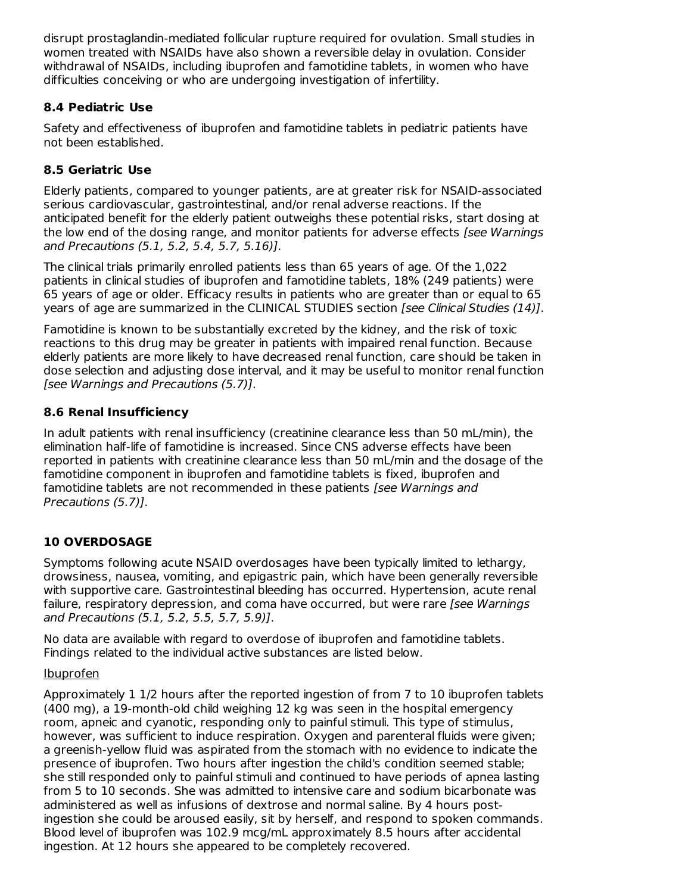disrupt prostaglandin-mediated follicular rupture required for ovulation. Small studies in women treated with NSAIDs have also shown a reversible delay in ovulation. Consider withdrawal of NSAIDs, including ibuprofen and famotidine tablets, in women who have difficulties conceiving or who are undergoing investigation of infertility.

### 8.4 Pediatric Use

Safety and effectiveness of ibuprofen and famotidine tablets in pediatric patients have not been established.

### 8.5 Geriatric Use

Elderly patients, compared to younger patients, are at greater risk for NSAID-associated serious cardiovascular, gastrointestinal, and/or renal adverse reactions. If the anticipated benefit for the elderly patient outweighs these potential risks, start dosing at the low end of the dosing range, and monitor patients for adverse effects *[see Warnings and Precautions (5.1, 5.2, 5.4, 5.7, 5.16)]*.

The clinical trials primarily enrolled patients less than 65 years of age. Of the 1,022 patients in clinical studies of ibuprofen and famotidine tablets, 18% (249 patients) were 65 years of age or older. Efficacy results in patients who are greater than or equal to 65 years of age are summarized in the CLINICAL STUDIES section *[see Clinical Studies (14)]*.

Famotidine is known to be substantially excreted by the kidney, and the risk of toxic reactions to this drug may be greater in patients with impaired renal function. Because elderly patients are more likely to have decreased renal function, care should be taken in dose selection and adjusting dose interval, and it may be useful to monitor renal function *[see Warnings and Precautions (5.7)]*.

### 8.6 Renal Insufficiency

In adult patients with renal insufficiency (creatinine clearance less than 50 mL/min), the elimination half-life of famotidine is increased. Since CNS adverse effects have been reported in patients with creatinine clearance less than 50 mL/min and the dosage of the famotidine component in ibuprofen and famotidine tablets is fixed, ibuprofen and famotidine tablets are not recommended in these patients *[see Warnings and Precautions (5.7)]*.

## 10 OVERDOSAGE

Symptoms following acute NSAID overdosages have been typically limited to lethargy, drowsiness, nausea, vomiting, and epigastric pain, which have been generally reversible with supportive care. Gastrointestinal bleeding has occurred. Hypertension, acute renal failure, respiratory depression, and coma have occurred, but were rare *[see Warnings and Precautions (5.1, 5.2, 5.5, 5.7, 5.9)]*.

No data are available with regard to overdose of ibuprofen and famotidine tablets. Findings related to the individual active substances are listed below.

<u>Ibuprofen</u>

Approximately 1 1/2 hours after the reported ingestion of from 7 to 10 ibuprofen tablets (400 mg), a 19-month-old child weighing 12 kg was seen in the hospital emergency room, apneic and cyanotic, responding only to painful stimuli. This type of stimulus, however, was sufficient to induce respiration. Oxygen and parenteral fluids were given; a greenish-yellow fluid was aspirated from the stomach with no evidence to indicate the presence of ibuprofen. Two hours after ingestion the child's condition seemed stable; she still responded only to painful stimuli and continued to have periods of apnea lasting from 5 to 10 seconds. She was admitted to intensive care and sodium bicarbonate was administered as well as infusions of dextrose and normal saline. By 4 hours post-ingestion she could be aroused easily, sit by herself, and respond to spoken commands. Blood level of ibuprofen was 102.9 mcg/mL approximately 8.5 hours after accidental ingestion. At 12 hours she appeared to be completely recovered.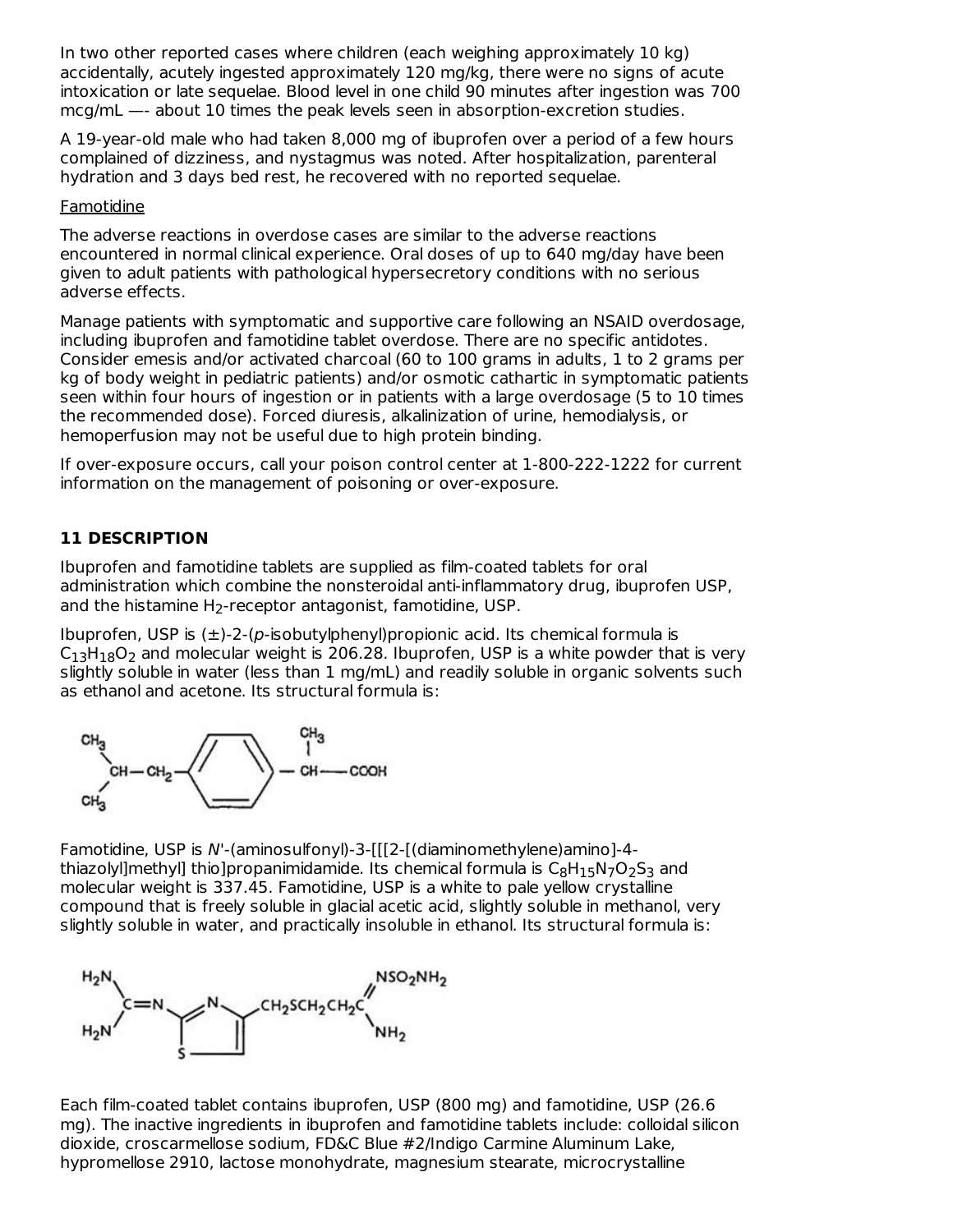In two other reported cases where children (each weighing approximately 10 kg) accidentally, acutely ingested approximately 120 mg/kg, there were no signs of acute intoxication or late sequelae. Blood level in one child 90 minutes after ingestion was 700 mcg/mL —- about 10 times the peak levels seen in absorption-excretion studies.

A 19-year-old male who had taken 8,000 mg of ibuprofen over a period of a few hours complained of dizziness, and nystagmus was noted. After hospitalization, parenteral hydration and 3 days bed rest, he recovered with no reported sequelae.

Famotidine

The adverse reactions in overdose cases are similar to the adverse reactions encountered in normal clinical experience. Oral doses of up to 640 mg/day have been given to adult patients with pathological hypersecretory conditions with no serious adverse effects.

Manage patients with symptomatic and supportive care following an NSAID overdosage, including ibuprofen and famotidine tablet overdose. There are no specific antidotes. Consider emesis and/or activated charcoal (60 to 100 grams in adults, 1 to 2 grams per kg of body weight in pediatric patients) and/or osmotic cathartic in symptomatic patients seen within four hours of ingestion or in patients with a large overdosage (5 to 10 times the recommended dose). Forced diuresis, alkalinization of urine, hemodialysis, or hemoperfusion may not be useful due to high protein binding.

If over-exposure occurs, call your poison control center at 1-800-222-1222 for current information on the management of poisoning or over-exposure.

## 11 DESCRIPTION

Ibuprofen and famotidine tablets are supplied as film-coated tablets for oral administration which combine the nonsteroidal anti-inflammatory drug, ibuprofen USP, and the histamine $H_2$-receptor antagonist, famotidine, USP.

Ibuprofen, USP is (±)-2-(*p*-isobutylphenyl)propionic acid. Its chemical formula is $C_{13}H_{18}O_2$ and molecular weight is 206.28. Ibuprofen, USP is a white powder that is very slightly soluble in water (less than 1 mg/mL) and readily soluble in organic solvents such as ethanol and acetone. Its structural formula is:

Famotidine, USP is *N*'-(aminosulfonyl)-3-[[[2-[(diaminomethylene)amino]-4-thiazolyl]methyl] thio]propanimidamide. Its chemical formula is $C_8H_{15}N_7O_2S_3$ and molecular weight is 337.45. Famotidine, USP is a white to pale yellow crystalline compound that is freely soluble in glacial acetic acid, slightly soluble in methanol, very slightly soluble in water, and practically insoluble in ethanol. Its structural formula is:

Each film-coated tablet contains ibuprofen, USP (800 mg) and famotidine, USP (26.6 mg). The inactive ingredients in ibuprofen and famotidine tablets include: colloidal silicon dioxide, croscarmellose sodium, FD&C Blue #2/Indigo Carmine Aluminum Lake, hypromellose 2910, lactose monohydrate, magnesium stearate, microcrystalline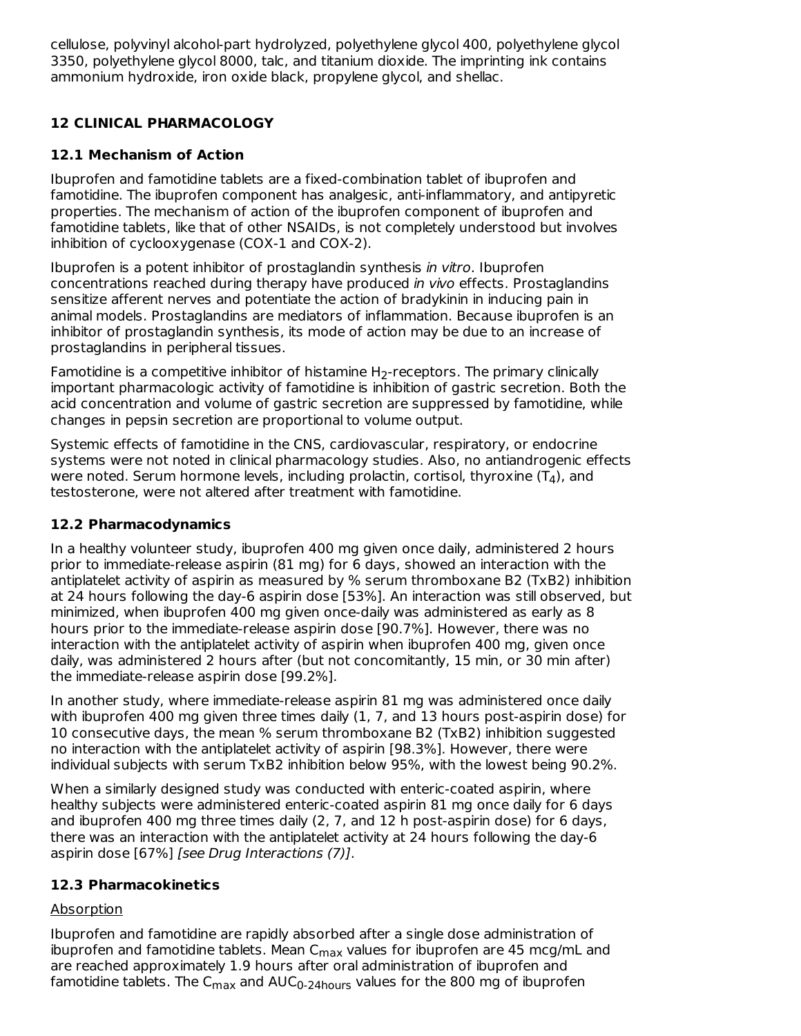cellulose, polyvinyl alcohol-part hydrolyzed, polyethylene glycol 400, polyethylene glycol 3350, polyethylene glycol 8000, talc, and titanium dioxide. The imprinting ink contains ammonium hydroxide, iron oxide black, propylene glycol, and shellac.

## 12 CLINICAL PHARMACOLOGY

### 12.1 Mechanism of Action

Ibuprofen and famotidine tablets are a fixed-combination tablet of ibuprofen and famotidine. The ibuprofen component has analgesic, anti-inflammatory, and antipyretic properties. The mechanism of action of the ibuprofen component of ibuprofen and famotidine tablets, like that of other NSAIDs, is not completely understood but involves inhibition of cyclooxygenase (COX-1 and COX-2).

Ibuprofen is a potent inhibitor of prostaglandin synthesis *in vitro*. Ibuprofen concentrations reached during therapy have produced *in vivo* effects. Prostaglandins sensitize afferent nerves and potentiate the action of bradykinin in inducing pain in animal models. Prostaglandins are mediators of inflammation. Because ibuprofen is an inhibitor of prostaglandin synthesis, its mode of action may be due to an increase of prostaglandins in peripheral tissues.

Famotidine is a competitive inhibitor of histamine $H_2$-receptors. The primary clinically important pharmacologic activity of famotidine is inhibition of gastric secretion. Both the acid concentration and volume of gastric secretion are suppressed by famotidine, while changes in pepsin secretion are proportional to volume output.

Systemic effects of famotidine in the CNS, cardiovascular, respiratory, or endocrine systems were not noted in clinical pharmacology studies. Also, no antiandrogenic effects were noted. Serum hormone levels, including prolactin, cortisol, thyroxine ($T_4$), and testosterone, were not altered after treatment with famotidine.

### 12.2 Pharmacodynamics

In a healthy volunteer study, ibuprofen 400 mg given once daily, administered 2 hours prior to immediate-release aspirin (81 mg) for 6 days, showed an interaction with the antiplatelet activity of aspirin as measured by % serum thromboxane B2 (TxB2) inhibition at 24 hours following the day-6 aspirin dose [53%]. An interaction was still observed, but minimized, when ibuprofen 400 mg given once-daily was administered as early as 8 hours prior to the immediate-release aspirin dose [90.7%]. However, there was no interaction with the antiplatelet activity of aspirin when ibuprofen 400 mg, given once daily, was administered 2 hours after (but not concomitantly, 15 min, or 30 min after) the immediate-release aspirin dose [99.2%].

In another study, where immediate-release aspirin 81 mg was administered once daily with ibuprofen 400 mg given three times daily (1, 7, and 13 hours post-aspirin dose) for 10 consecutive days, the mean % serum thromboxane B2 (TxB2) inhibition suggested no interaction with the antiplatelet activity of aspirin [98.3%]. However, there were individual subjects with serum TxB2 inhibition below 95%, with the lowest being 90.2%.

When a similarly designed study was conducted with enteric-coated aspirin, where healthy subjects were administered enteric-coated aspirin 81 mg once daily for 6 days and ibuprofen 400 mg three times daily (2, 7, and 12 h post-aspirin dose) for 6 days, there was an interaction with the antiplatelet activity at 24 hours following the day-6 aspirin dose [67%] *[see Drug Interactions (7)]*.

### 12.3 Pharmacokinetics

<u>Absorption</u>

Ibuprofen and famotidine are rapidly absorbed after a single dose administration of ibuprofen and famotidine tablets. Mean $C_{max}$ values for ibuprofen are 45 mcg/mL and are reached approximately 1.9 hours after oral administration of ibuprofen and famotidine tablets. The $C_{max}$ and $AUC_{0\text{-}24hours}$ values for the 800 mg of ibuprofen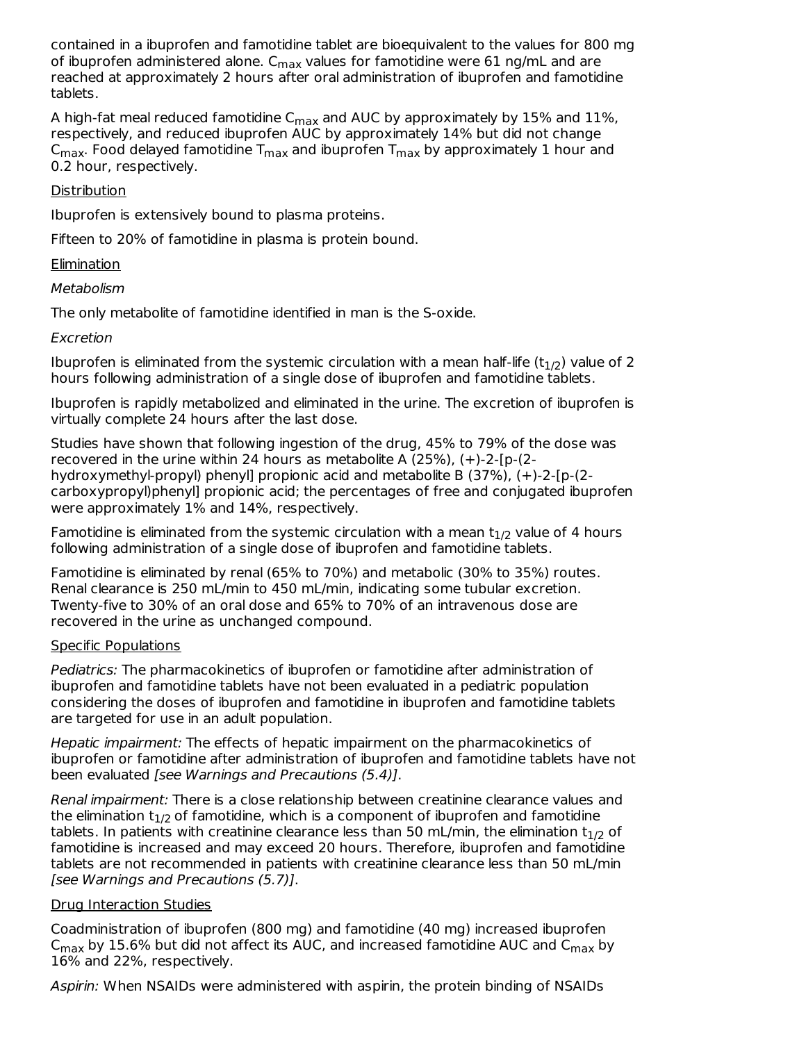contained in a ibuprofen and famotidine tablet are bioequivalent to the values for 800 mg of ibuprofen administered alone. $C_{max}$ values for famotidine were 61 ng/mL and are reached at approximately 2 hours after oral administration of ibuprofen and famotidine tablets.

A high-fat meal reduced famotidine $C_{max}$ and AUC by approximately by 15% and 11%, respectively, and reduced ibuprofen AUC by approximately 14% but did not change $C_{max}$. Food delayed famotidine $T_{max}$ and ibuprofen $T_{max}$ by approximately 1 hour and 0.2 hour, respectively.

Distribution

Ibuprofen is extensively bound to plasma proteins.

Fifteen to 20% of famotidine in plasma is protein bound.

Elimination

*Metabolism*

The only metabolite of famotidine identified in man is the S-oxide.

*Excretion*

Ibuprofen is eliminated from the systemic circulation with a mean half-life ($t_{1/2}$) value of 2 hours following administration of a single dose of ibuprofen and famotidine tablets.

Ibuprofen is rapidly metabolized and eliminated in the urine. The excretion of ibuprofen is virtually complete 24 hours after the last dose.

Studies have shown that following ingestion of the drug, 45% to 79% of the dose was recovered in the urine within 24 hours as metabolite A (25%), (+)-2-[p-(2-hydroxymethyl-propyl) phenyl] propionic acid and metabolite B (37%), (+)-2-[p-(2-carboxypropyl)phenyl] propionic acid; the percentages of free and conjugated ibuprofen were approximately 1% and 14%, respectively.

Famotidine is eliminated from the systemic circulation with a mean $t_{1/2}$ value of 4 hours following administration of a single dose of ibuprofen and famotidine tablets.

Famotidine is eliminated by renal (65% to 70%) and metabolic (30% to 35%) routes. Renal clearance is 250 mL/min to 450 mL/min, indicating some tubular excretion. Twenty-five to 30% of an oral dose and 65% to 70% of an intravenous dose are recovered in the urine as unchanged compound.

Specific Populations

*Pediatrics:* The pharmacokinetics of ibuprofen or famotidine after administration of ibuprofen and famotidine tablets have not been evaluated in a pediatric population considering the doses of ibuprofen and famotidine in ibuprofen and famotidine tablets are targeted for use in an adult population.

*Hepatic impairment:* The effects of hepatic impairment on the pharmacokinetics of ibuprofen or famotidine after administration of ibuprofen and famotidine tablets have not been evaluated *[see Warnings and Precautions (5.4)]*.

*Renal impairment:* There is a close relationship between creatinine clearance values and the elimination $t_{1/2}$ of famotidine, which is a component of ibuprofen and famotidine tablets. In patients with creatinine clearance less than 50 mL/min, the elimination $t_{1/2}$ of famotidine is increased and may exceed 20 hours. Therefore, ibuprofen and famotidine tablets are not recommended in patients with creatinine clearance less than 50 mL/min *[see Warnings and Precautions (5.7)]*.

Drug Interaction Studies

Coadministration of ibuprofen (800 mg) and famotidine (40 mg) increased ibuprofen $C_{max}$ by 15.6% but did not affect its AUC, and increased famotidine AUC and $C_{max}$ by 16% and 22%, respectively.

*Aspirin:* When NSAIDs were administered with aspirin, the protein binding of NSAIDs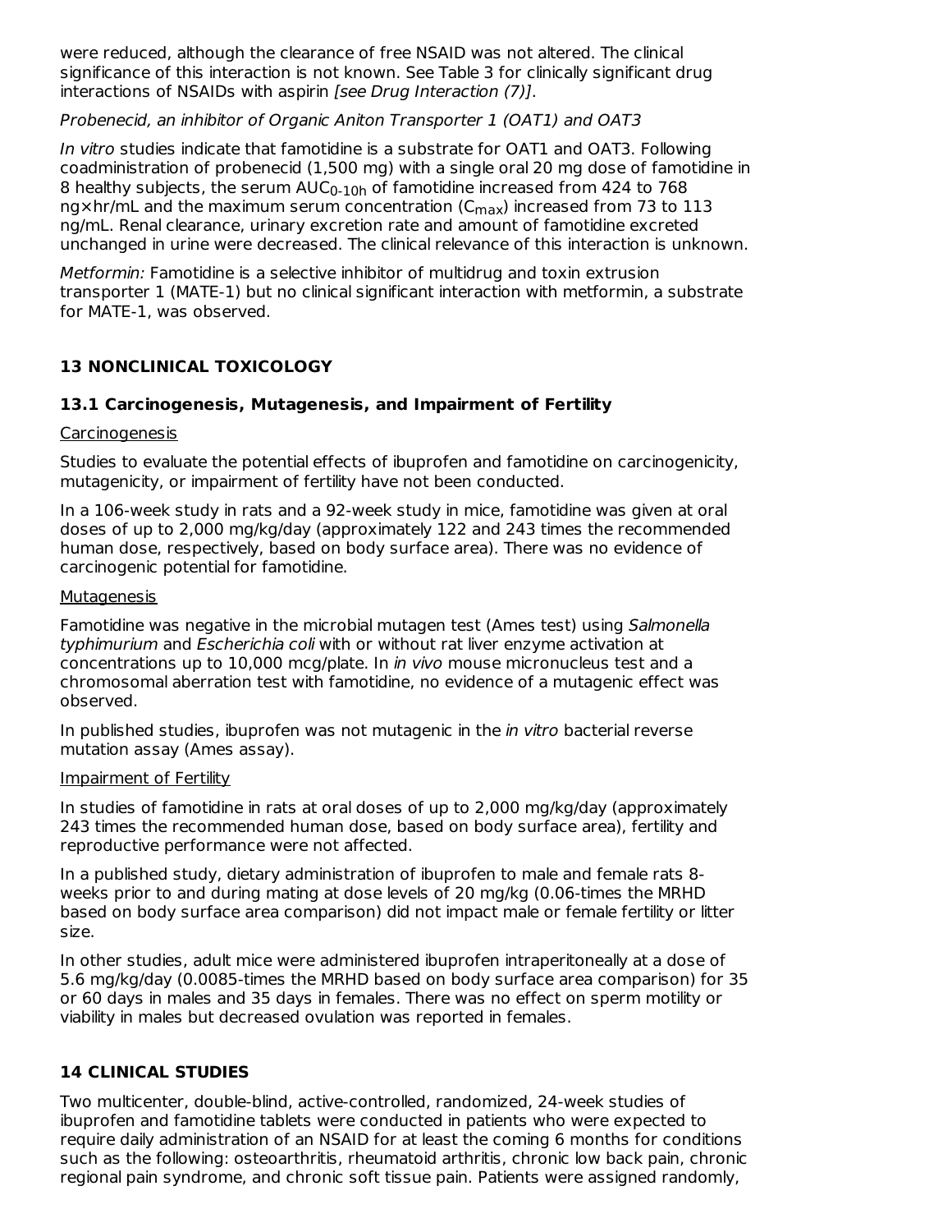were reduced, although the clearance of free NSAID was not altered. The clinical significance of this interaction is not known. See Table 3 for clinically significant drug interactions of NSAIDs with aspirin *[see Drug Interaction (7)]*.

*Probenecid, an inhibitor of Organic Aniton Transporter 1 (OAT1) and OAT3*

*In vitro* studies indicate that famotidine is a substrate for OAT1 and OAT3. Following coadministration of probenecid (1,500 mg) with a single oral 20 mg dose of famotidine in 8 healthy subjects, the serum $AUC_{0-10h}$ of famotidine increased from 424 to 768 ng×hr/mL and the maximum serum concentration ($C_{max}$) increased from 73 to 113 ng/mL. Renal clearance, urinary excretion rate and amount of famotidine excreted unchanged in urine were decreased. The clinical relevance of this interaction is unknown.

*Metformin:* Famotidine is a selective inhibitor of multidrug and toxin extrusion transporter 1 (MATE-1) but no clinical significant interaction with metformin, a substrate for MATE-1, was observed.

## 13 NONCLINICAL TOXICOLOGY

### 13.1 Carcinogenesis, Mutagenesis, and Impairment of Fertility

Carcinogenesis

Studies to evaluate the potential effects of ibuprofen and famotidine on carcinogenicity, mutagenicity, or impairment of fertility have not been conducted.

In a 106-week study in rats and a 92-week study in mice, famotidine was given at oral doses of up to 2,000 mg/kg/day (approximately 122 and 243 times the recommended human dose, respectively, based on body surface area). There was no evidence of carcinogenic potential for famotidine.

Mutagenesis

Famotidine was negative in the microbial mutagen test (Ames test) using *Salmonella typhimurium* and *Escherichia coli* with or without rat liver enzyme activation at concentrations up to 10,000 mcg/plate. In *in vivo* mouse micronucleus test and a chromosomal aberration test with famotidine, no evidence of a mutagenic effect was observed.

In published studies, ibuprofen was not mutagenic in the *in vitro* bacterial reverse mutation assay (Ames assay).

Impairment of Fertility

In studies of famotidine in rats at oral doses of up to 2,000 mg/kg/day (approximately 243 times the recommended human dose, based on body surface area), fertility and reproductive performance were not affected.

In a published study, dietary administration of ibuprofen to male and female rats 8-weeks prior to and during mating at dose levels of 20 mg/kg (0.06-times the MRHD based on body surface area comparison) did not impact male or female fertility or litter size.

In other studies, adult mice were administered ibuprofen intraperitoneally at a dose of 5.6 mg/kg/day (0.0085-times the MRHD based on body surface area comparison) for 35 or 60 days in males and 35 days in females. There was no effect on sperm motility or viability in males but decreased ovulation was reported in females.

## 14 CLINICAL STUDIES

Two multicenter, double-blind, active-controlled, randomized, 24-week studies of ibuprofen and famotidine tablets were conducted in patients who were expected to require daily administration of an NSAID for at least the coming 6 months for conditions such as the following: osteoarthritis, rheumatoid arthritis, chronic low back pain, chronic regional pain syndrome, and chronic soft tissue pain. Patients were assigned randomly,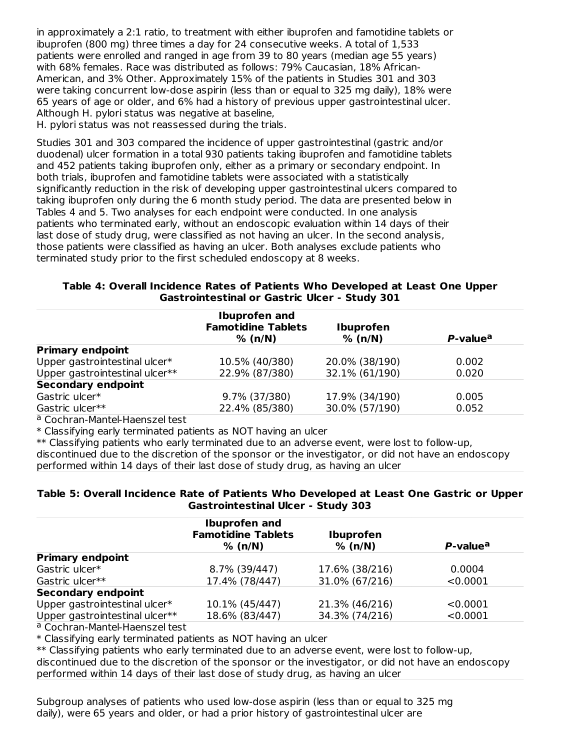in approximately a 2:1 ratio, to treatment with either ibuprofen and famotidine tablets or ibuprofen (800 mg) three times a day for 24 consecutive weeks. A total of 1,533 patients were enrolled and ranged in age from 39 to 80 years (median age 55 years) with 68% females. Race was distributed as follows: 79% Caucasian, 18% African-American, and 3% Other. Approximately 15% of the patients in Studies 301 and 303 were taking concurrent low-dose aspirin (less than or equal to 325 mg daily), 18% were 65 years of age or older, and 6% had a history of previous upper gastrointestinal ulcer. Although H. pylori status was negative at baseline,
H. pylori status was not reassessed during the trials.

Studies 301 and 303 compared the incidence of upper gastrointestinal (gastric and/or duodenal) ulcer formation in a total 930 patients taking ibuprofen and famotidine tablets and 452 patients taking ibuprofen only, either as a primary or secondary endpoint. In both trials, ibuprofen and famotidine tablets were associated with a statistically significantly reduction in the risk of developing upper gastrointestinal ulcers compared to taking ibuprofen only during the 6 month study period. The data are presented below in Tables 4 and 5. Two analyses for each endpoint were conducted. In one analysis patients who terminated early, without an endoscopic evaluation within 14 days of their last dose of study drug, were classified as not having an ulcer. In the second analysis, those patients were classified as having an ulcer. Both analyses exclude patients who terminated study prior to the first scheduled endoscopy at 8 weeks.

**Table 4: Overall Incidence Rates of Patients Who Developed at Least One Upper Gastrointestinal or Gastric Ulcer - Study 301**

| | Ibuprofen and Famotidine Tablets % (n/N) | Ibuprofen % (n/N) | *P*-value[a] |
|---|---|---|---|
| **Primary endpoint** | | | |
| Upper gastrointestinal ulcer* | 10.5% (40/380) | 20.0% (38/190) | 0.002 |
| Upper gastrointestinal ulcer** | 22.9% (87/380) | 32.1% (61/190) | 0.020 |
| **Secondary endpoint** | | | |
| Gastric ulcer* | 9.7% (37/380) | 17.9% (34/190) | 0.005 |
| Gastric ulcer** | 22.4% (85/380) | 30.0% (57/190) | 0.052 |

[a] Cochran-Mantel-Haenszel test
* Classifying early terminated patients as NOT having an ulcer
** Classifying patients who early terminated due to an adverse event, were lost to follow-up, discontinued due to the discretion of the sponsor or the investigator, or did not have an endoscopy performed within 14 days of their last dose of study drug, as having an ulcer

**Table 5: Overall Incidence Rate of Patients Who Developed at Least One Gastric or Upper Gastrointestinal Ulcer - Study 303**

| | Ibuprofen and Famotidine Tablets % (n/N) | Ibuprofen % (n/N) | *P*-value[a] |
|---|---|---|---|
| **Primary endpoint** | | | |
| Gastric ulcer* | 8.7% (39/447) | 17.6% (38/216) | 0.0004 |
| Gastric ulcer** | 17.4% (78/447) | 31.0% (67/216) | <0.0001 |
| **Secondary endpoint** | | | |
| Upper gastrointestinal ulcer* | 10.1% (45/447) | 21.3% (46/216) | <0.0001 |
| Upper gastrointestinal ulcer** | 18.6% (83/447) | 34.3% (74/216) | <0.0001 |

[a] Cochran-Mantel-Haenszel test
* Classifying early terminated patients as NOT having an ulcer
** Classifying patients who early terminated due to an adverse event, were lost to follow-up, discontinued due to the discretion of the sponsor or the investigator, or did not have an endoscopy performed within 14 days of their last dose of study drug, as having an ulcer

Subgroup analyses of patients who used low-dose aspirin (less than or equal to 325 mg daily), were 65 years and older, or had a prior history of gastrointestinal ulcer are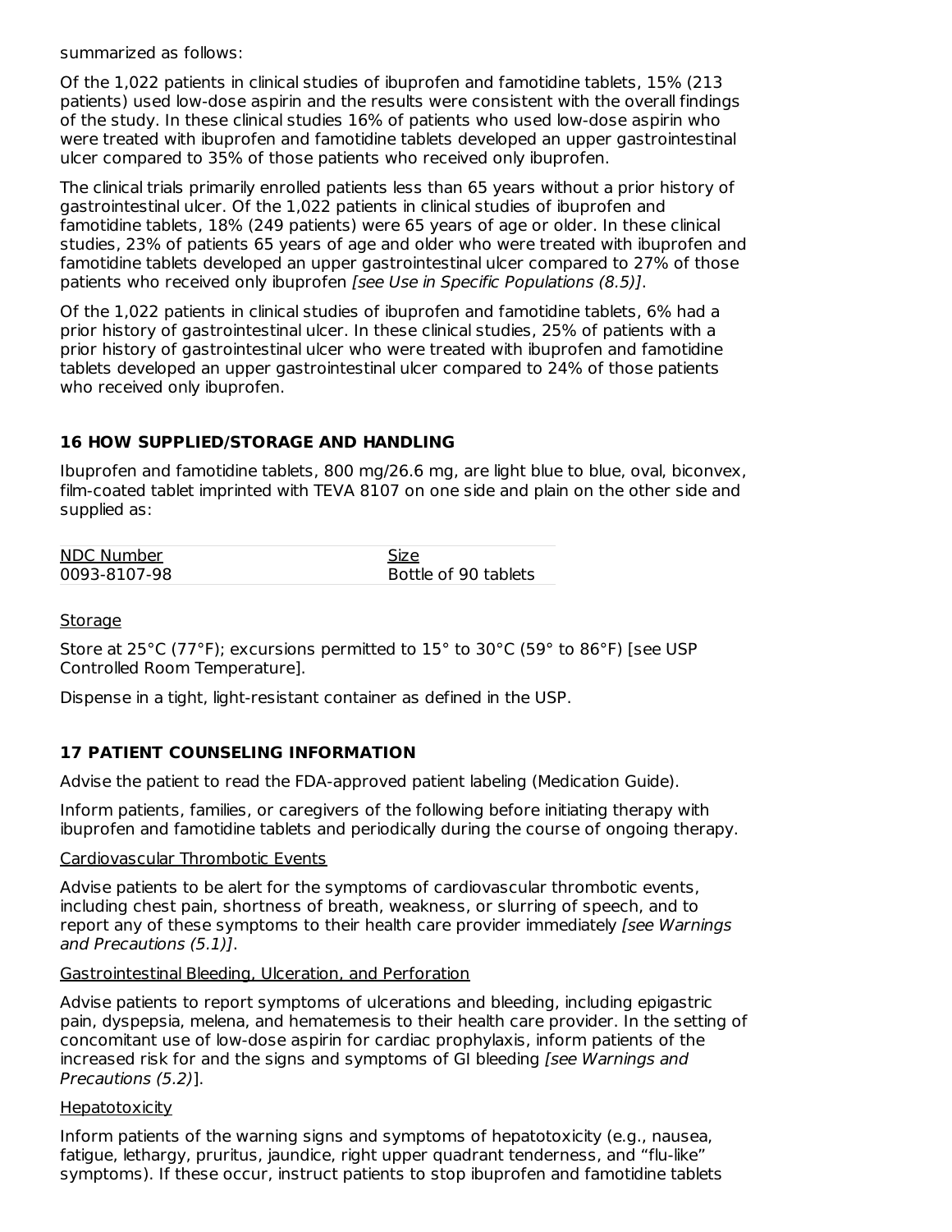summarized as follows:

Of the 1,022 patients in clinical studies of ibuprofen and famotidine tablets, 15% (213 patients) used low-dose aspirin and the results were consistent with the overall findings of the study. In these clinical studies 16% of patients who used low-dose aspirin who were treated with ibuprofen and famotidine tablets developed an upper gastrointestinal ulcer compared to 35% of those patients who received only ibuprofen.

The clinical trials primarily enrolled patients less than 65 years without a prior history of gastrointestinal ulcer. Of the 1,022 patients in clinical studies of ibuprofen and famotidine tablets, 18% (249 patients) were 65 years of age or older. In these clinical studies, 23% of patients 65 years of age and older who were treated with ibuprofen and famotidine tablets developed an upper gastrointestinal ulcer compared to 27% of those patients who received only ibuprofen *[see Use in Specific Populations (8.5)]*.

Of the 1,022 patients in clinical studies of ibuprofen and famotidine tablets, 6% had a prior history of gastrointestinal ulcer. In these clinical studies, 25% of patients with a prior history of gastrointestinal ulcer who were treated with ibuprofen and famotidine tablets developed an upper gastrointestinal ulcer compared to 24% of those patients who received only ibuprofen.

## 16 HOW SUPPLIED/STORAGE AND HANDLING

Ibuprofen and famotidine tablets, 800 mg/26.6 mg, are light blue to blue, oval, biconvex, film-coated tablet imprinted with TEVA 8107 on one side and plain on the other side and supplied as:

| NDC Number | Size |
|---|---|
| 0093-8107-98 | Bottle of 90 tablets |

Storage

Store at 25°C (77°F); excursions permitted to 15° to 30°C (59° to 86°F) [see USP Controlled Room Temperature].

Dispense in a tight, light-resistant container as defined in the USP.

## 17 PATIENT COUNSELING INFORMATION

Advise the patient to read the FDA-approved patient labeling (Medication Guide).

Inform patients, families, or caregivers of the following before initiating therapy with ibuprofen and famotidine tablets and periodically during the course of ongoing therapy.

Cardiovascular Thrombotic Events

Advise patients to be alert for the symptoms of cardiovascular thrombotic events, including chest pain, shortness of breath, weakness, or slurring of speech, and to report any of these symptoms to their health care provider immediately *[see Warnings and Precautions (5.1)]*.

Gastrointestinal Bleeding, Ulceration, and Perforation

Advise patients to report symptoms of ulcerations and bleeding, including epigastric pain, dyspepsia, melena, and hematemesis to their health care provider. In the setting of concomitant use of low-dose aspirin for cardiac prophylaxis, inform patients of the increased risk for and the signs and symptoms of GI bleeding *[see Warnings and Precautions (5.2)*].

Hepatotoxicity

Inform patients of the warning signs and symptoms of hepatotoxicity (e.g., nausea, fatigue, lethargy, pruritus, jaundice, right upper quadrant tenderness, and "flu-like" symptoms). If these occur, instruct patients to stop ibuprofen and famotidine tablets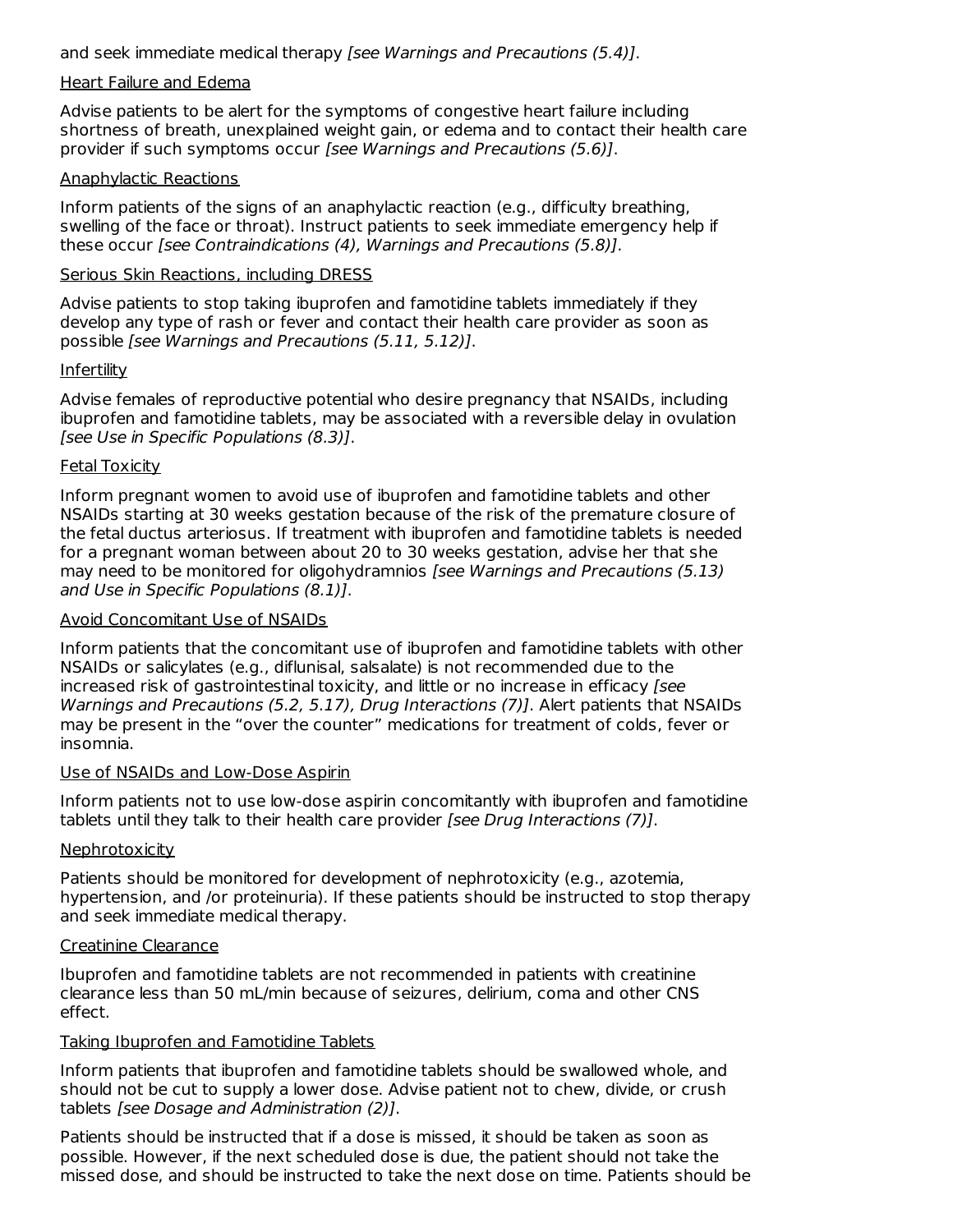and seek immediate medical therapy *[see Warnings and Precautions (5.4)]*.

Heart Failure and Edema

Advise patients to be alert for the symptoms of congestive heart failure including shortness of breath, unexplained weight gain, or edema and to contact their health care provider if such symptoms occur *[see Warnings and Precautions (5.6)]*.

Anaphylactic Reactions

Inform patients of the signs of an anaphylactic reaction (e.g., difficulty breathing, swelling of the face or throat). Instruct patients to seek immediate emergency help if these occur *[see Contraindications (4), Warnings and Precautions (5.8)]*.

Serious Skin Reactions, including DRESS

Advise patients to stop taking ibuprofen and famotidine tablets immediately if they develop any type of rash or fever and contact their health care provider as soon as possible *[see Warnings and Precautions (5.11, 5.12)]*.

Infertility

Advise females of reproductive potential who desire pregnancy that NSAIDs, including ibuprofen and famotidine tablets, may be associated with a reversible delay in ovulation *[see Use in Specific Populations (8.3)]*.

Fetal Toxicity

Inform pregnant women to avoid use of ibuprofen and famotidine tablets and other NSAIDs starting at 30 weeks gestation because of the risk of the premature closure of the fetal ductus arteriosus. If treatment with ibuprofen and famotidine tablets is needed for a pregnant woman between about 20 to 30 weeks gestation, advise her that she may need to be monitored for oligohydramnios *[see Warnings and Precautions (5.13) and Use in Specific Populations (8.1)]*.

Avoid Concomitant Use of NSAIDs

Inform patients that the concomitant use of ibuprofen and famotidine tablets with other NSAIDs or salicylates (e.g., diflunisal, salsalate) is not recommended due to the increased risk of gastrointestinal toxicity, and little or no increase in efficacy *[see Warnings and Precautions (5.2, 5.17), Drug Interactions (7)]*. Alert patients that NSAIDs may be present in the "over the counter" medications for treatment of colds, fever or insomnia.

Use of NSAIDs and Low-Dose Aspirin

Inform patients not to use low-dose aspirin concomitantly with ibuprofen and famotidine tablets until they talk to their health care provider *[see Drug Interactions (7)]*.

Nephrotoxicity

Patients should be monitored for development of nephrotoxicity (e.g., azotemia, hypertension, and /or proteinuria). If these patients should be instructed to stop therapy and seek immediate medical therapy.

Creatinine Clearance

Ibuprofen and famotidine tablets are not recommended in patients with creatinine clearance less than 50 mL/min because of seizures, delirium, coma and other CNS effect.

Taking Ibuprofen and Famotidine Tablets

Inform patients that ibuprofen and famotidine tablets should be swallowed whole, and should not be cut to supply a lower dose. Advise patient not to chew, divide, or crush tablets *[see Dosage and Administration (2)]*.

Patients should be instructed that if a dose is missed, it should be taken as soon as possible. However, if the next scheduled dose is due, the patient should not take the missed dose, and should be instructed to take the next dose on time. Patients should be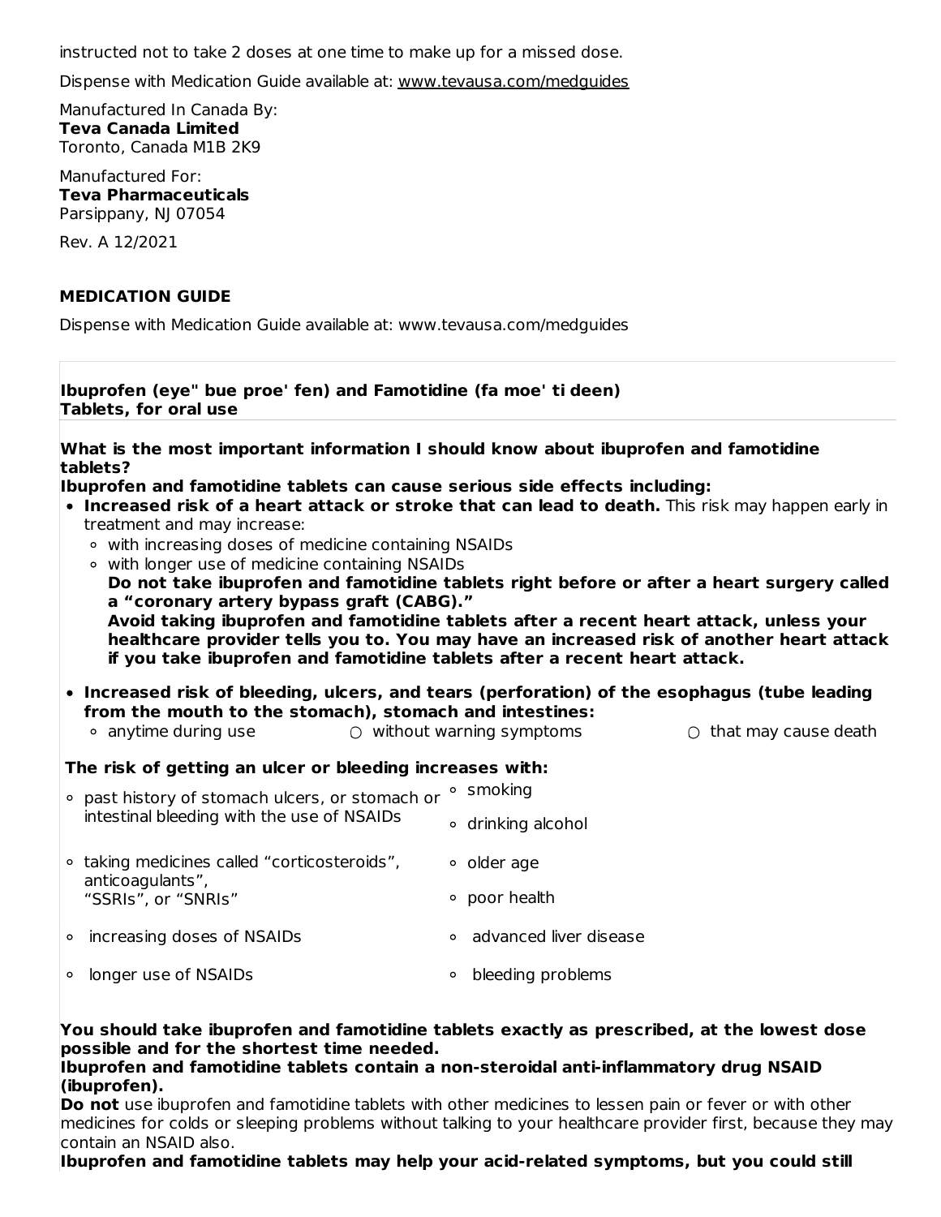instructed not to take 2 doses at one time to make up for a missed dose.

Dispense with Medication Guide available at: www.tevausa.com/medguides

Manufactured In Canada By:
**Teva Canada Limited**
Toronto, Canada M1B 2K9

Manufactured For:
**Teva Pharmaceuticals**
Parsippany, NJ 07054

Rev. A 12/2021

## MEDICATION GUIDE

Dispense with Medication Guide available at: www.tevausa.com/medguides

**Ibuprofen (eye" bue proe' fen) and Famotidine (fa moe' ti deen)**
**Tablets, for oral use**

**What is the most important information I should know about ibuprofen and famotidine tablets?**

**Ibuprofen and famotidine tablets can cause serious side effects including:**

- **Increased risk of a heart attack or stroke that can lead to death.** This risk may happen early in treatment and may increase:
  - with increasing doses of medicine containing NSAIDs
  - with longer use of medicine containing NSAIDs

  **Do not take ibuprofen and famotidine tablets right before or after a heart surgery called a "coronary artery bypass graft (CABG)."**

  **Avoid taking ibuprofen and famotidine tablets after a recent heart attack, unless your healthcare provider tells you to. You may have an increased risk of another heart attack if you take ibuprofen and famotidine tablets after a recent heart attack.**

- **Increased risk of bleeding, ulcers, and tears (perforation) of the esophagus (tube leading from the mouth to the stomach), stomach and intestines:**
  - anytime during use
  - without warning symptoms
  - that may cause death

**The risk of getting an ulcer or bleeding increases with:**

- past history of stomach ulcers, or stomach or intestinal bleeding with the use of NSAIDs
- taking medicines called "corticosteroids", anticoagulants", "SSRIs", or "SNRIs"
- increasing doses of NSAIDs
- longer use of NSAIDs
- smoking
- drinking alcohol
- older age
- poor health
- advanced liver disease
- bleeding problems

**You should take ibuprofen and famotidine tablets exactly as prescribed, at the lowest dose possible and for the shortest time needed.**

**Ibuprofen and famotidine tablets contain a non-steroidal anti-inflammatory drug NSAID (ibuprofen).**

**Do not** use ibuprofen and famotidine tablets with other medicines to lessen pain or fever or with other medicines for colds or sleeping problems without talking to your healthcare provider first, because they may contain an NSAID also.

**Ibuprofen and famotidine tablets may help your acid-related symptoms, but you could still**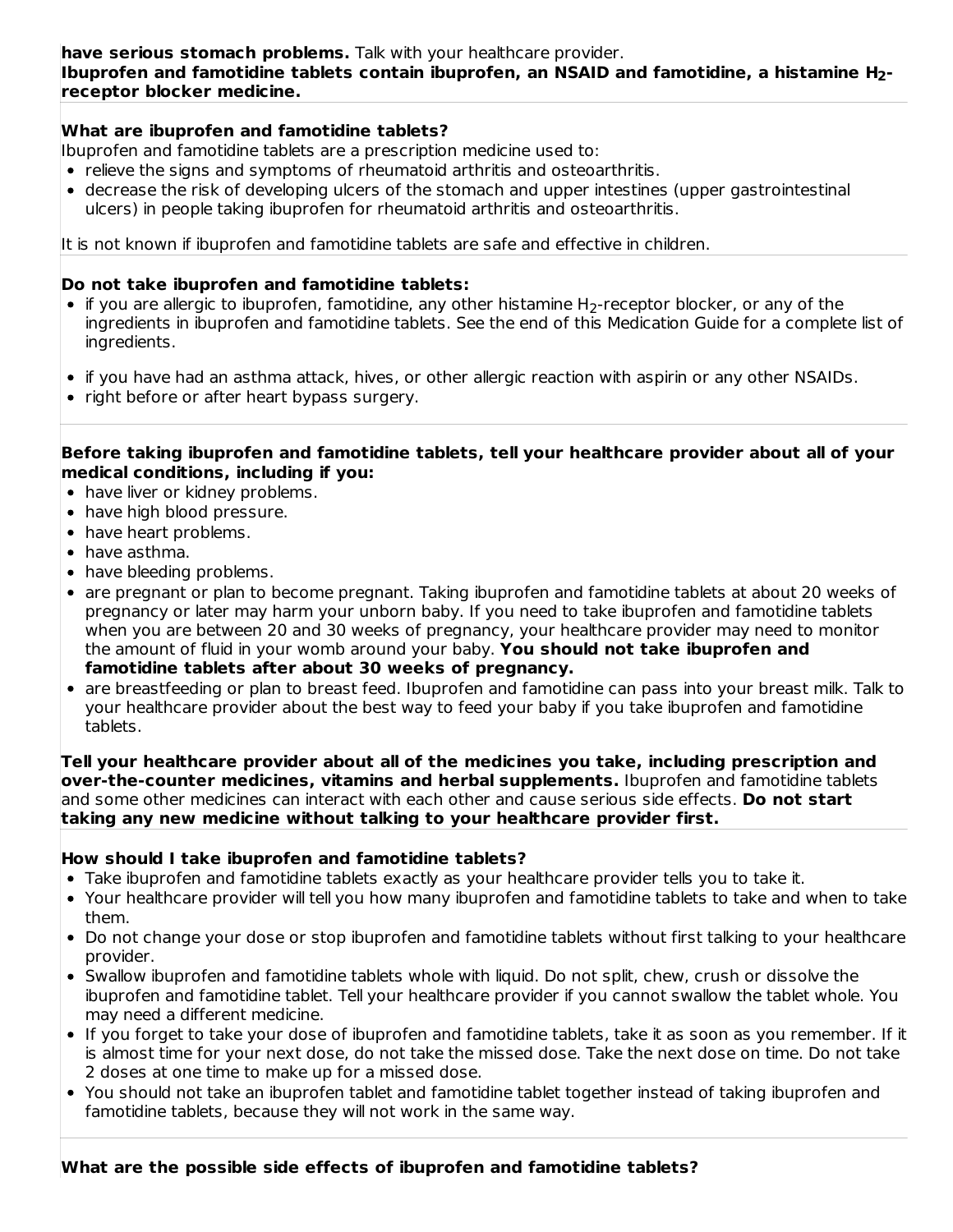**have serious stomach problems.** Talk with your healthcare provider.
**Ibuprofen and famotidine tablets contain ibuprofen, an NSAID and famotidine, a histamine $H_2$-receptor blocker medicine.**

**What are ibuprofen and famotidine tablets?**
Ibuprofen and famotidine tablets are a prescription medicine used to:

- relieve the signs and symptoms of rheumatoid arthritis and osteoarthritis.
- decrease the risk of developing ulcers of the stomach and upper intestines (upper gastrointestinal ulcers) in people taking ibuprofen for rheumatoid arthritis and osteoarthritis.

It is not known if ibuprofen and famotidine tablets are safe and effective in children.

**Do not take ibuprofen and famotidine tablets:**

- if you are allergic to ibuprofen, famotidine, any other histamine $H_2$-receptor blocker, or any of the ingredients in ibuprofen and famotidine tablets. See the end of this Medication Guide for a complete list of ingredients.
- if you have had an asthma attack, hives, or other allergic reaction with aspirin or any other NSAIDs.
- right before or after heart bypass surgery.

**Before taking ibuprofen and famotidine tablets, tell your healthcare provider about all of your medical conditions, including if you:**

- have liver or kidney problems.
- have high blood pressure.
- have heart problems.
- have asthma.
- have bleeding problems.
- are pregnant or plan to become pregnant. Taking ibuprofen and famotidine tablets at about 20 weeks of pregnancy or later may harm your unborn baby. If you need to take ibuprofen and famotidine tablets when you are between 20 and 30 weeks of pregnancy, your healthcare provider may need to monitor the amount of fluid in your womb around your baby. **You should not take ibuprofen and famotidine tablets after about 30 weeks of pregnancy.**
- are breastfeeding or plan to breast feed. Ibuprofen and famotidine can pass into your breast milk. Talk to your healthcare provider about the best way to feed your baby if you take ibuprofen and famotidine tablets.

**Tell your healthcare provider about all of the medicines you take, including prescription and over-the-counter medicines, vitamins and herbal supplements.** Ibuprofen and famotidine tablets and some other medicines can interact with each other and cause serious side effects. **Do not start taking any new medicine without talking to your healthcare provider first.**

**How should I take ibuprofen and famotidine tablets?**

- Take ibuprofen and famotidine tablets exactly as your healthcare provider tells you to take it.
- Your healthcare provider will tell you how many ibuprofen and famotidine tablets to take and when to take them.
- Do not change your dose or stop ibuprofen and famotidine tablets without first talking to your healthcare provider.
- Swallow ibuprofen and famotidine tablets whole with liquid. Do not split, chew, crush or dissolve the ibuprofen and famotidine tablet. Tell your healthcare provider if you cannot swallow the tablet whole. You may need a different medicine.
- If you forget to take your dose of ibuprofen and famotidine tablets, take it as soon as you remember. If it is almost time for your next dose, do not take the missed dose. Take the next dose on time. Do not take 2 doses at one time to make up for a missed dose.
- You should not take an ibuprofen tablet and famotidine tablet together instead of taking ibuprofen and famotidine tablets, because they will not work in the same way.

**What are the possible side effects of ibuprofen and famotidine tablets?**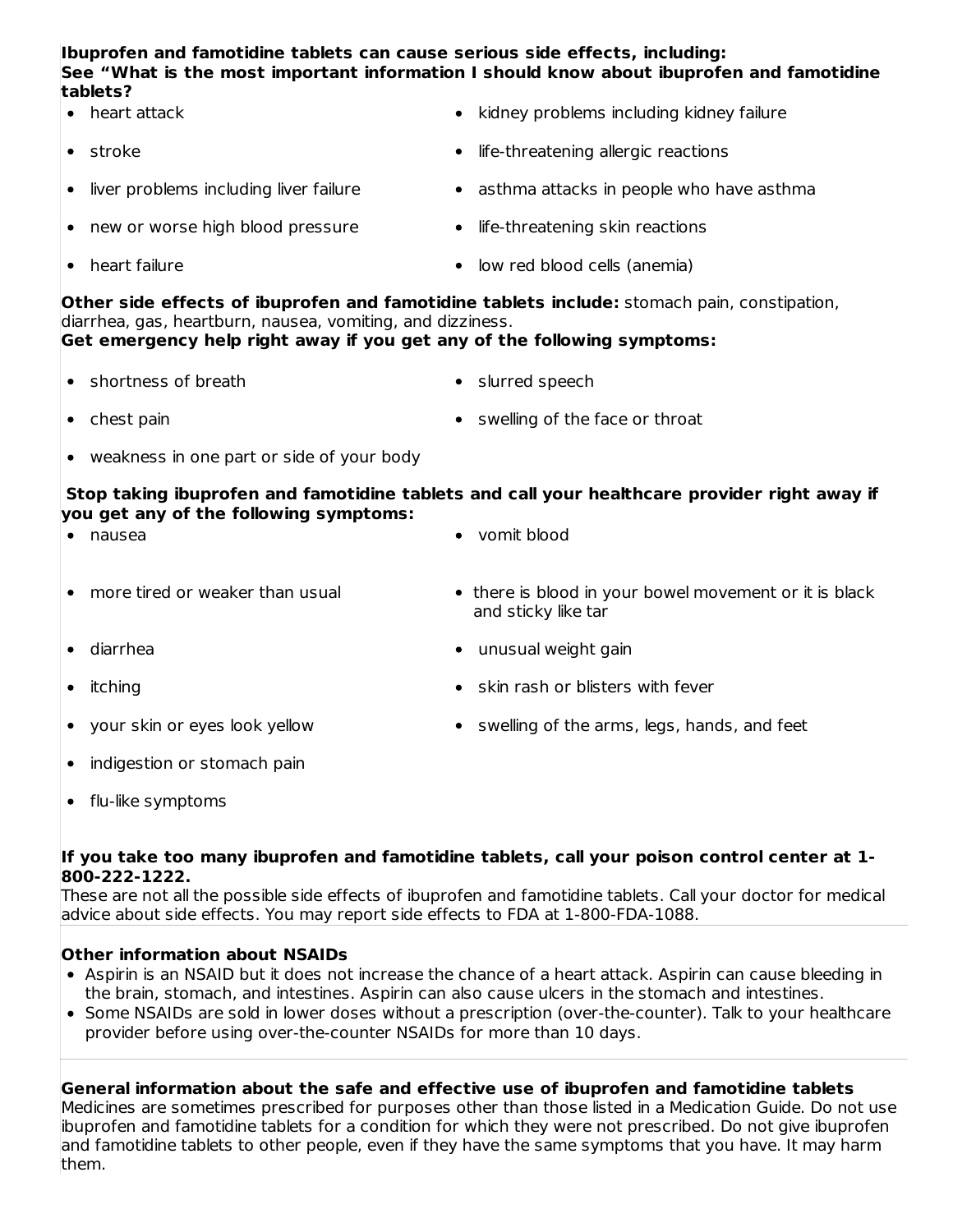**Ibuprofen and famotidine tablets can cause serious side effects, including:**
**See "What is the most important information I should know about ibuprofen and famotidine tablets?**

- heart attack
- stroke
- liver problems including liver failure
- new or worse high blood pressure
- heart failure
- kidney problems including kidney failure
- life-threatening allergic reactions
- asthma attacks in people who have asthma
- life-threatening skin reactions
- low red blood cells (anemia)

**Other side effects of ibuprofen and famotidine tablets include:** stomach pain, constipation, diarrhea, gas, heartburn, nausea, vomiting, and dizziness.
**Get emergency help right away if you get any of the following symptoms:**

- shortness of breath
- chest pain
- weakness in one part or side of your body
- slurred speech
- swelling of the face or throat

**Stop taking ibuprofen and famotidine tablets and call your healthcare provider right away if you get any of the following symptoms:**

- nausea
- more tired or weaker than usual
- diarrhea
- itching
- your skin or eyes look yellow
- indigestion or stomach pain
- flu-like symptoms
- vomit blood
- there is blood in your bowel movement or it is black and sticky like tar
- unusual weight gain
- skin rash or blisters with fever
- swelling of the arms, legs, hands, and feet

**If you take too many ibuprofen and famotidine tablets, call your poison control center at 1-800-222-1222.**
These are not all the possible side effects of ibuprofen and famotidine tablets. Call your doctor for medical advice about side effects. You may report side effects to FDA at 1-800-FDA-1088.

**Other information about NSAIDs**

- Aspirin is an NSAID but it does not increase the chance of a heart attack. Aspirin can cause bleeding in the brain, stomach, and intestines. Aspirin can also cause ulcers in the stomach and intestines.
- Some NSAIDs are sold in lower doses without a prescription (over-the-counter). Talk to your healthcare provider before using over-the-counter NSAIDs for more than 10 days.

**General information about the safe and effective use of ibuprofen and famotidine tablets**
Medicines are sometimes prescribed for purposes other than those listed in a Medication Guide. Do not use ibuprofen and famotidine tablets for a condition for which they were not prescribed. Do not give ibuprofen and famotidine tablets to other people, even if they have the same symptoms that you have. It may harm them.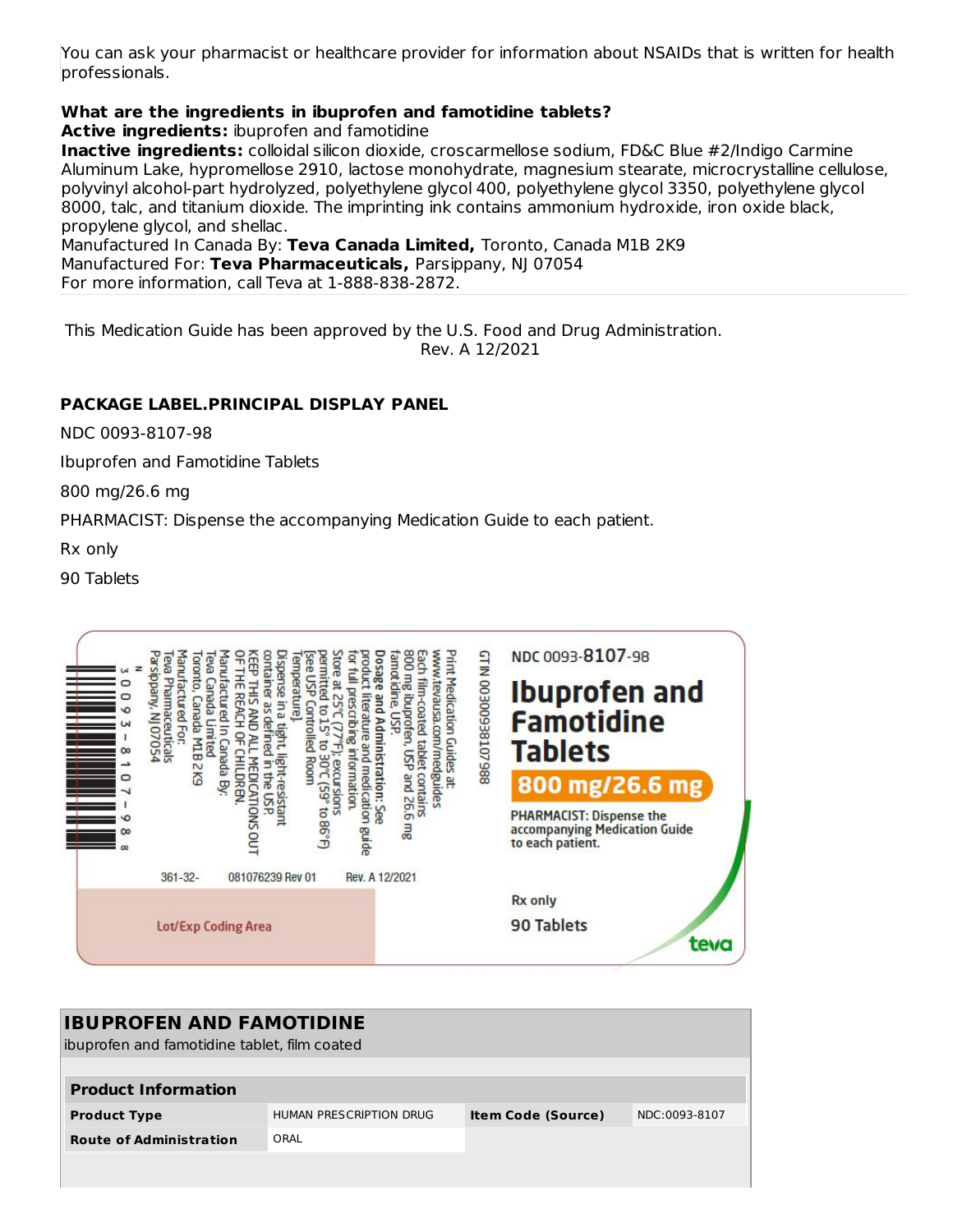You can ask your pharmacist or healthcare provider for information about NSAIDs that is written for health professionals.

**What are the ingredients in ibuprofen and famotidine tablets?**

**Active ingredients:** ibuprofen and famotidine

**Inactive ingredients:** colloidal silicon dioxide, croscarmellose sodium, FD&C Blue #2/Indigo Carmine Aluminum Lake, hypromellose 2910, lactose monohydrate, magnesium stearate, microcrystalline cellulose, polyvinyl alcohol-part hydrolyzed, polyethylene glycol 400, polyethylene glycol 3350, polyethylene glycol 8000, talc, and titanium dioxide. The imprinting ink contains ammonium hydroxide, iron oxide black, propylene glycol, and shellac.

Manufactured In Canada By: **Teva Canada Limited,** Toronto, Canada M1B 2K9

Manufactured For: **Teva Pharmaceuticals,** Parsippany, NJ 07054

For more information, call Teva at 1-888-838-2872.

This Medication Guide has been approved by the U.S. Food and Drug Administration.

Rev. A 12/2021

## PACKAGE LABEL.PRINCIPAL DISPLAY PANEL

NDC 0093-8107-98

Ibuprofen and Famotidine Tablets

800 mg/26.6 mg

PHARMACIST: Dispense the accompanying Medication Guide to each patient.

Rx only

90 Tablets

NDC 0093-8107-98

**Ibuprofen and Famotidine Tablets**

**800 mg/26.6 mg**

PHARMACIST: Dispense the accompanying Medication Guide to each patient.

Rx only

90 Tablets

teva

GTIN 00300938107988

Print Medication Guides at: www.tevausa.com/medguides

Each film-coated tablet contains 800 mg ibuprofen, USP and 26.6 mg famotidine, USP.

**Dosage and Administration:** See product literature and medication guide for full prescribing information.

Store at 25°C (77°F); excursions permitted to 15° to 30°C (59° to 86°F) [see USP Controlled Room Temperature].

Dispense in a tight, light-resistant container as defined in the USP.

KEEP THIS AND ALL MEDICATIONS OUT OF THE REACH OF CHILDREN.

Manufactured In Canada By: Teva Canada Limited Toronto, Canada M1B 2K9

Manufactured For: Teva Pharmaceuticals Parsippany, NJ 07054

N 3 0093-8107-98 8

361-32- 081076239 Rev 01 Rev. A 12/2021

Lot/Exp Coding Area

| IBUPROFEN AND FAMOTIDINE | | | |
|---|---|---|---|
| ibuprofen and famotidine tablet, film coated | | | |
| **Product Information** | | | |
| **Product Type** | HUMAN PRESCRIPTION DRUG | **Item Code (Source)** | NDC:0093-8107 |
| **Route of Administration** | ORAL | | |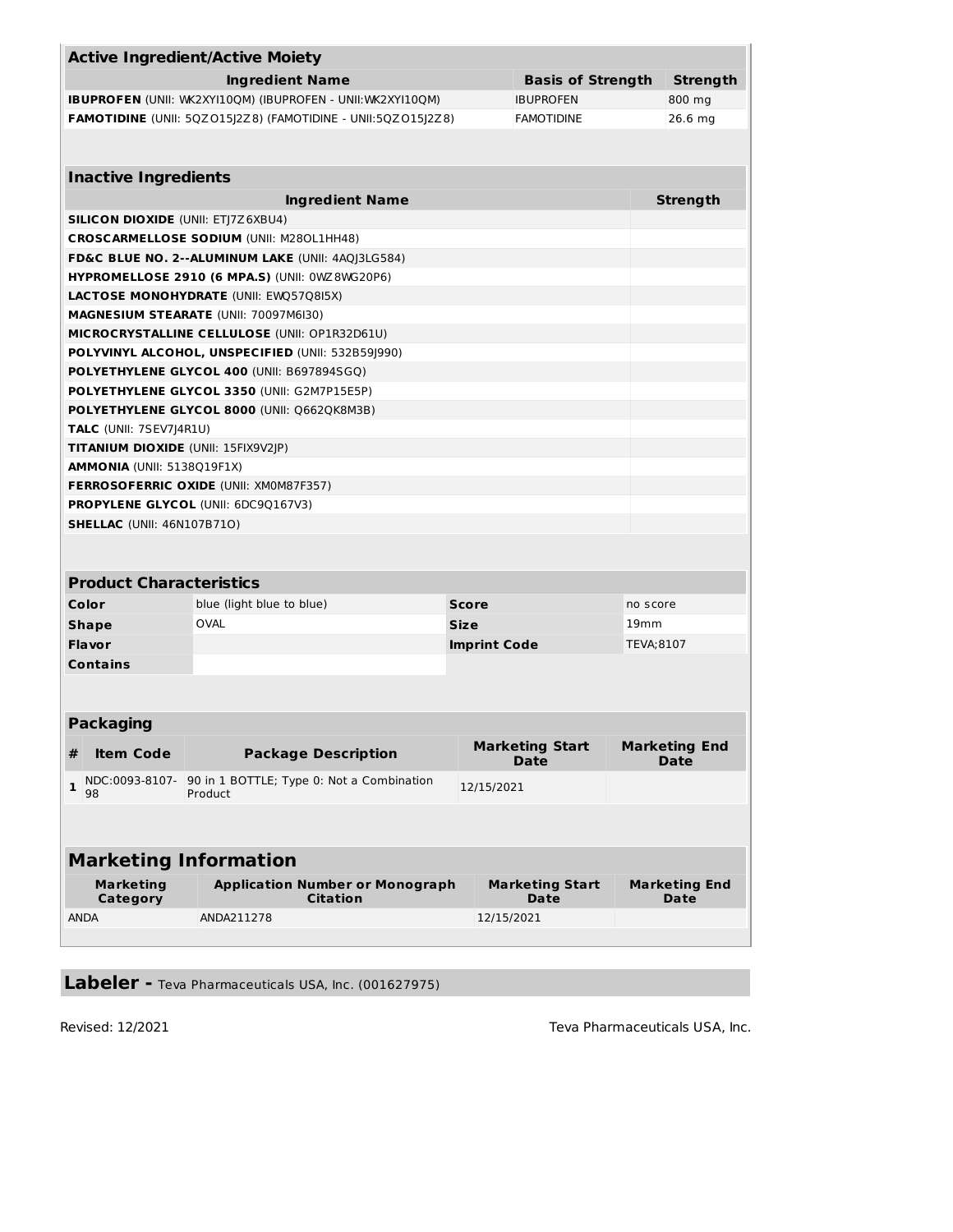| Active Ingredient/Active Moiety | | |
| --- | --- | --- |
| **Ingredient Name** | **Basis of Strength** | **Strength** |
| **IBUPROFEN** (UNII: WK2XYI10QM) (IBUPROFEN - UNII:WK2XYI10QM) | IBUPROFEN | 800 mg |
| **FAMOTIDINE** (UNII: 5QZO15J2Z8) (FAMOTIDINE - UNII:5QZO15J2Z8) | FAMOTIDINE | 26.6 mg |

| Inactive Ingredients | |
| --- | --- |
| **Ingredient Name** | **Strength** |
| **SILICON DIOXIDE** (UNII: ETJ7Z6XBU4) | |
| **CROSCARMELLOSE SODIUM** (UNII: M28OL1HH48) | |
| **FD&C BLUE NO. 2--ALUMINUM LAKE** (UNII: 4AQJ3LG584) | |
| **HYPROMELLOSE 2910 (6 MPA.S)** (UNII: 0WZ8WG20P6) | |
| **LACTOSE MONOHYDRATE** (UNII: EWQ57Q8I5X) | |
| **MAGNESIUM STEARATE** (UNII: 70097M6I30) | |
| **MICROCRYSTALLINE CELLULOSE** (UNII: OP1R32D61U) | |
| **POLYVINYL ALCOHOL, UNSPECIFIED** (UNII: 532B59J990) | |
| **POLYETHYLENE GLYCOL 400** (UNII: B697894SGQ) | |
| **POLYETHYLENE GLYCOL 3350** (UNII: G2M7P15E5P) | |
| **POLYETHYLENE GLYCOL 8000** (UNII: Q662QK8M3B) | |
| **TALC** (UNII: 7SEV7J4R1U) | |
| **TITANIUM DIOXIDE** (UNII: 15FIX9V2JP) | |
| **AMMONIA** (UNII: 5138Q19F1X) | |
| **FERROSOFERRIC OXIDE** (UNII: XM0M87F357) | |
| **PROPYLENE GLYCOL** (UNII: 6DC9Q167V3) | |
| **SHELLAC** (UNII: 46N107B71O) | |

| Product Characteristics | | | |
| --- | --- | --- | --- |
| **Color** | blue (light blue to blue) | **Score** | no score |
| **Shape** | OVAL | **Size** | 19mm |
| **Flavor** | | **Imprint Code** | TEVA;8107 |
| **Contains** | | | |

| Packaging | | | | |
| --- | --- | --- | --- | --- |
| **#** | **Item Code** | **Package Description** | **Marketing Start Date** | **Marketing End Date** |
| 1 | NDC:0093-8107-98 | 90 in 1 BOTTLE; Type 0: Not a Combination Product | 12/15/2021 | |

| Marketing Information | | | |
| --- | --- | --- | --- |
| **Marketing Category** | **Application Number or Monograph Citation** | **Marketing Start Date** | **Marketing End Date** |
| ANDA | ANDA211278 | 12/15/2021 | |

**Labeler -** Teva Pharmaceuticals USA, Inc. (001627975)

Revised: 12/2021

Teva Pharmaceuticals USA, Inc.